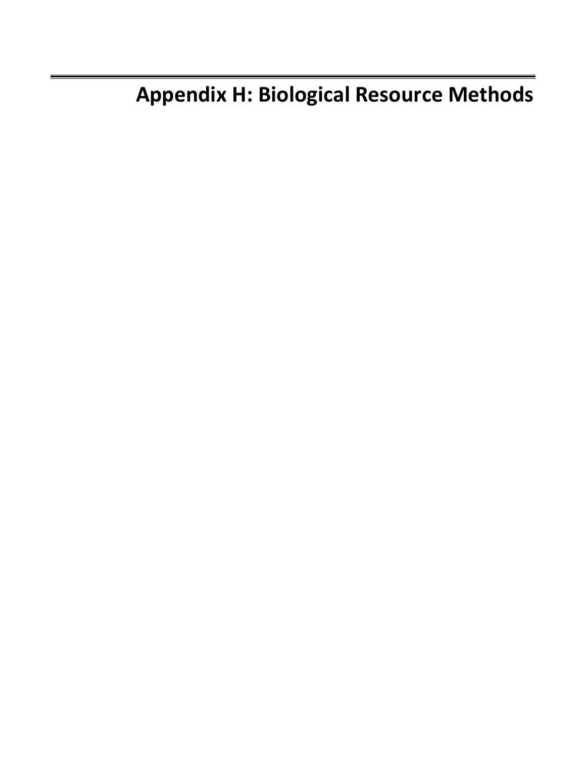# Appendix H: Biological Resource Methods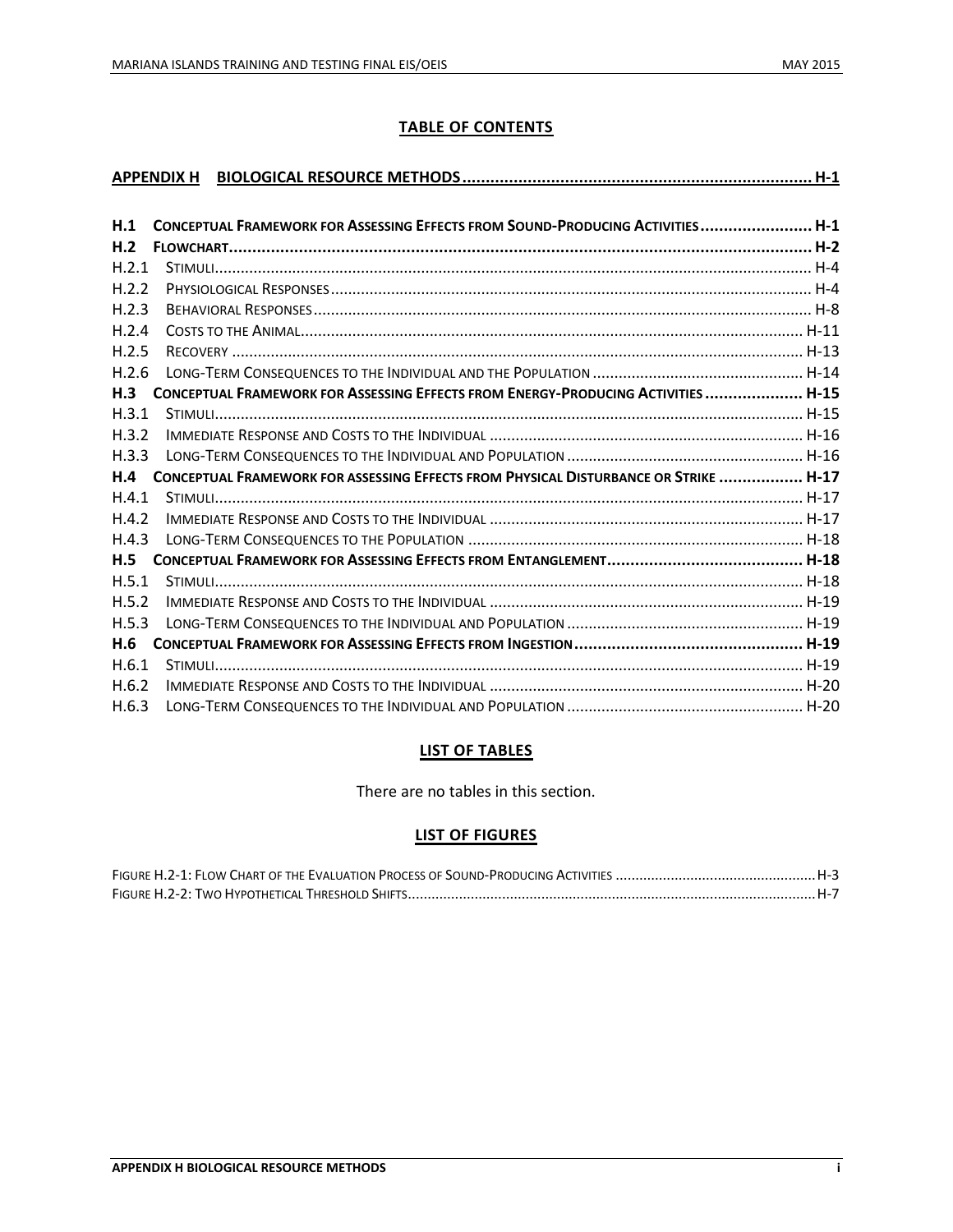## TABLE OF CONTENTS

**APPENDIX H BIOLOGICAL RESOURCE METHODS ........................................ H-1**

**H.1 CONCEPTUAL FRAMEWORK FOR ASSESSING EFFECTS FROM SOUND-PRODUCING ACTIVITIES ........ H-1**
**H.2 FLOWCHART ........................................ H-2**
H.2.1 STIMULI ........................................ H-4
H.2.2 PHYSIOLOGICAL RESPONSES ........................................ H-4
H.2.3 BEHAVIORAL RESPONSES ........................................ H-8
H.2.4 COSTS TO THE ANIMAL ........................................ H-11
H.2.5 RECOVERY ........................................ H-13
H.2.6 LONG-TERM CONSEQUENCES TO THE INDIVIDUAL AND THE POPULATION ........................................ H-14
**H.3 CONCEPTUAL FRAMEWORK FOR ASSESSING EFFECTS FROM ENERGY-PRODUCING ACTIVITIES ........ H-15**
H.3.1 STIMULI ........................................ H-15
H.3.2 IMMEDIATE RESPONSE AND COSTS TO THE INDIVIDUAL ........................................ H-16
H.3.3 LONG-TERM CONSEQUENCES TO THE INDIVIDUAL AND POPULATION ........................................ H-16
**H.4 CONCEPTUAL FRAMEWORK FOR ASSESSING EFFECTS FROM PHYSICAL DISTURBANCE OR STRIKE ........ H-17**
H.4.1 STIMULI ........................................ H-17
H.4.2 IMMEDIATE RESPONSE AND COSTS TO THE INDIVIDUAL ........................................ H-17
H.4.3 LONG-TERM CONSEQUENCES TO THE POPULATION ........................................ H-18
**H.5 CONCEPTUAL FRAMEWORK FOR ASSESSING EFFECTS FROM ENTANGLEMENT ........................................ H-18**
H.5.1 STIMULI ........................................ H-18
H.5.2 IMMEDIATE RESPONSE AND COSTS TO THE INDIVIDUAL ........................................ H-19
H.5.3 LONG-TERM CONSEQUENCES TO THE INDIVIDUAL AND POPULATION ........................................ H-19
**H.6 CONCEPTUAL FRAMEWORK FOR ASSESSING EFFECTS FROM INGESTION ........................................ H-19**
H.6.1 STIMULI ........................................ H-19
H.6.2 IMMEDIATE RESPONSE AND COSTS TO THE INDIVIDUAL ........................................ H-20
H.6.3 LONG-TERM CONSEQUENCES TO THE INDIVIDUAL AND POPULATION ........................................ H-20

## LIST OF TABLES

There are no tables in this section.

## LIST OF FIGURES

FIGURE H.2-1: FLOW CHART OF THE EVALUATION PROCESS OF SOUND-PRODUCING ACTIVITIES ........................................ H-3
FIGURE H.2-2: TWO HYPOTHETICAL THRESHOLD SHIFTS ........................................ H-7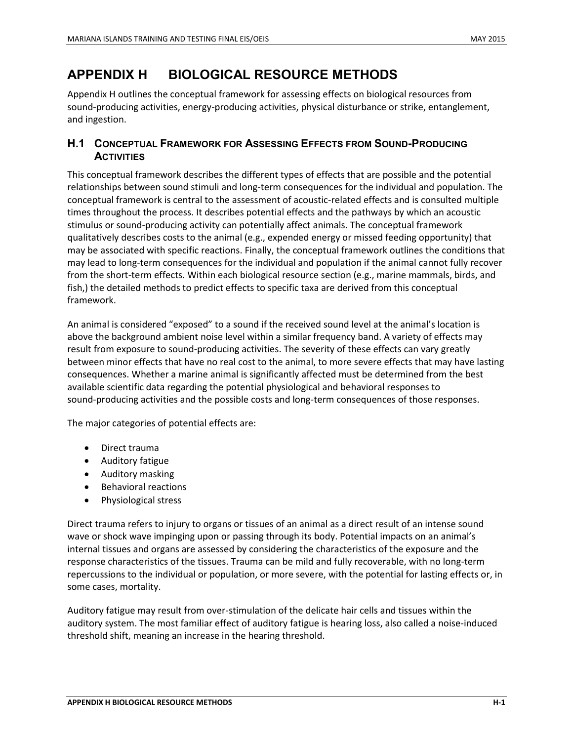# APPENDIX H BIOLOGICAL RESOURCE METHODS

Appendix H outlines the conceptual framework for assessing effects on biological resources from sound-producing activities, energy-producing activities, physical disturbance or strike, entanglement, and ingestion.

## H.1 CONCEPTUAL FRAMEWORK FOR ASSESSING EFFECTS FROM SOUND-PRODUCING ACTIVITIES

This conceptual framework describes the different types of effects that are possible and the potential relationships between sound stimuli and long-term consequences for the individual and population. The conceptual framework is central to the assessment of acoustic-related effects and is consulted multiple times throughout the process. It describes potential effects and the pathways by which an acoustic stimulus or sound-producing activity can potentially affect animals. The conceptual framework qualitatively describes costs to the animal (e.g., expended energy or missed feeding opportunity) that may be associated with specific reactions. Finally, the conceptual framework outlines the conditions that may lead to long-term consequences for the individual and population if the animal cannot fully recover from the short-term effects. Within each biological resource section (e.g., marine mammals, birds, and fish,) the detailed methods to predict effects to specific taxa are derived from this conceptual framework.

An animal is considered "exposed" to a sound if the received sound level at the animal's location is above the background ambient noise level within a similar frequency band. A variety of effects may result from exposure to sound-producing activities. The severity of these effects can vary greatly between minor effects that have no real cost to the animal, to more severe effects that may have lasting consequences. Whether a marine animal is significantly affected must be determined from the best available scientific data regarding the potential physiological and behavioral responses to sound-producing activities and the possible costs and long-term consequences of those responses.

The major categories of potential effects are:

- Direct trauma
- Auditory fatigue
- Auditory masking
- Behavioral reactions
- Physiological stress

Direct trauma refers to injury to organs or tissues of an animal as a direct result of an intense sound wave or shock wave impinging upon or passing through its body. Potential impacts on an animal's internal tissues and organs are assessed by considering the characteristics of the exposure and the response characteristics of the tissues. Trauma can be mild and fully recoverable, with no long-term repercussions to the individual or population, or more severe, with the potential for lasting effects or, in some cases, mortality.

Auditory fatigue may result from over-stimulation of the delicate hair cells and tissues within the auditory system. The most familiar effect of auditory fatigue is hearing loss, also called a noise-induced threshold shift, meaning an increase in the hearing threshold.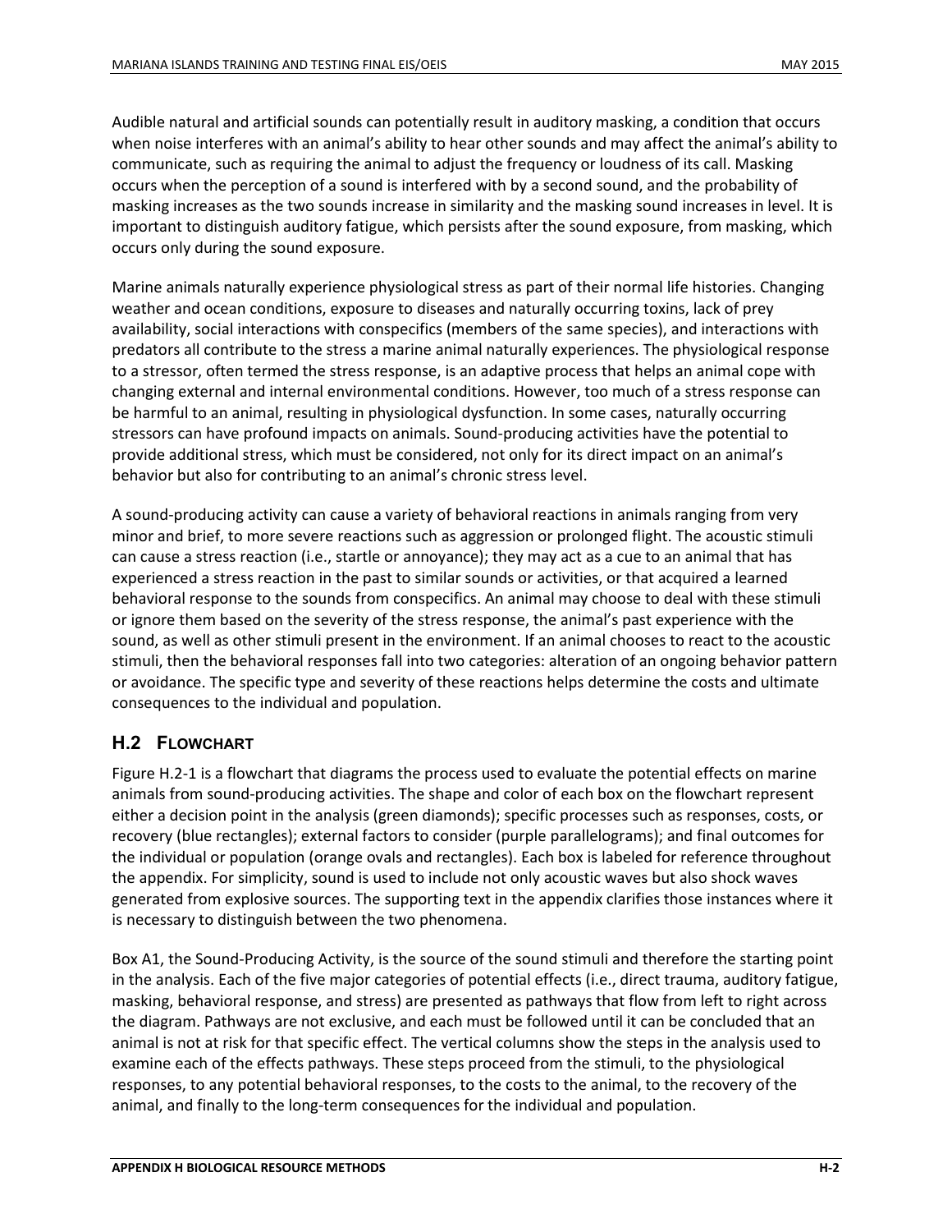Audible natural and artificial sounds can potentially result in auditory masking, a condition that occurs when noise interferes with an animal's ability to hear other sounds and may affect the animal's ability to communicate, such as requiring the animal to adjust the frequency or loudness of its call. Masking occurs when the perception of a sound is interfered with by a second sound, and the probability of masking increases as the two sounds increase in similarity and the masking sound increases in level. It is important to distinguish auditory fatigue, which persists after the sound exposure, from masking, which occurs only during the sound exposure.

Marine animals naturally experience physiological stress as part of their normal life histories. Changing weather and ocean conditions, exposure to diseases and naturally occurring toxins, lack of prey availability, social interactions with conspecifics (members of the same species), and interactions with predators all contribute to the stress a marine animal naturally experiences. The physiological response to a stressor, often termed the stress response, is an adaptive process that helps an animal cope with changing external and internal environmental conditions. However, too much of a stress response can be harmful to an animal, resulting in physiological dysfunction. In some cases, naturally occurring stressors can have profound impacts on animals. Sound-producing activities have the potential to provide additional stress, which must be considered, not only for its direct impact on an animal's behavior but also for contributing to an animal's chronic stress level.

A sound-producing activity can cause a variety of behavioral reactions in animals ranging from very minor and brief, to more severe reactions such as aggression or prolonged flight. The acoustic stimuli can cause a stress reaction (i.e., startle or annoyance); they may act as a cue to an animal that has experienced a stress reaction in the past to similar sounds or activities, or that acquired a learned behavioral response to the sounds from conspecifics. An animal may choose to deal with these stimuli or ignore them based on the severity of the stress response, the animal's past experience with the sound, as well as other stimuli present in the environment. If an animal chooses to react to the acoustic stimuli, then the behavioral responses fall into two categories: alteration of an ongoing behavior pattern or avoidance. The specific type and severity of these reactions helps determine the costs and ultimate consequences to the individual and population.

## H.2 Flowchart

Figure H.2-1 is a flowchart that diagrams the process used to evaluate the potential effects on marine animals from sound-producing activities. The shape and color of each box on the flowchart represent either a decision point in the analysis (green diamonds); specific processes such as responses, costs, or recovery (blue rectangles); external factors to consider (purple parallelograms); and final outcomes for the individual or population (orange ovals and rectangles). Each box is labeled for reference throughout the appendix. For simplicity, sound is used to include not only acoustic waves but also shock waves generated from explosive sources. The supporting text in the appendix clarifies those instances where it is necessary to distinguish between the two phenomena.

Box A1, the Sound-Producing Activity, is the source of the sound stimuli and therefore the starting point in the analysis. Each of the five major categories of potential effects (i.e., direct trauma, auditory fatigue, masking, behavioral response, and stress) are presented as pathways that flow from left to right across the diagram. Pathways are not exclusive, and each must be followed until it can be concluded that an animal is not at risk for that specific effect. The vertical columns show the steps in the analysis used to examine each of the effects pathways. These steps proceed from the stimuli, to the physiological responses, to any potential behavioral responses, to the costs to the animal, to the recovery of the animal, and finally to the long-term consequences for the individual and population.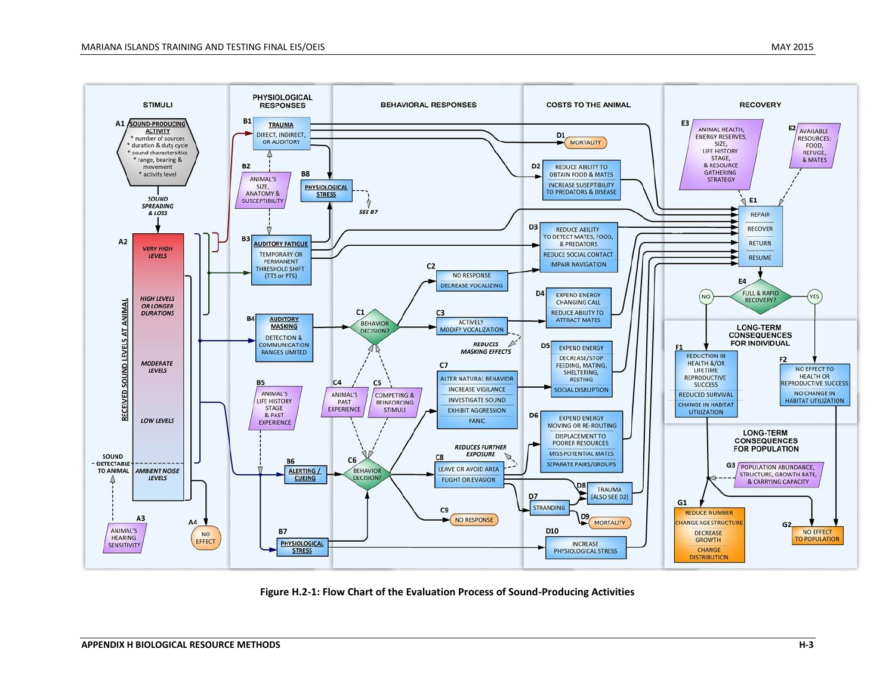**STIMULI**

- **A1** SOUND-PRODUCING ACTIVITY
  - number of sources
  - duration & duty cycle
  - sound characterisitics
  - range, bearing & movement
  - activity level
- *SOUND SPREADING & LOSS*
- **A2** RECEIVED SOUND LEVELS AT ANIMAL
  - *VERY HIGH LEVELS*
  - *HIGH LEVELS OR LONGER DURATIONS*
  - *MODERATE LEVELS*
  - *LOW LEVELS*
  - *AMBIENT NOISE LEVELS*
  - SOUND DETECTABLE TO ANIMAL
- **A3** ANIMAL'S HEARING SENSITIVITY
- **A4** NO EFFECT

**PHYSIOLOGICAL RESPONSES**

- **B1** TRAUMA: DIRECT, INDIRECT, OR AUDITORY
- **B2** ANIMAL'S SIZE, ANATOMY & SUSCEPTIBILITY
- **B8** PHYSIOLOGICAL STRESS (SEE B7)
- **B3** AUDITORY FATIGUE: TEMPORARY OR PERMANENT THRESHOLD SHIFT (TTS or PTS)
- **B4** AUDITORY MASKING: DETECTION & COMMUNICATION RANGES LIMITED
- **B5** ANIMAL'S LIFE HISTORY STAGE & PAST EXPERIENCE
- **B6** ALERTING / CUEING
- **B7** PHYSIOLOGICAL STRESS

**BEHAVIORAL RESPONSES**

- **C1** BEHAVIOR DECISION?
- **C2** NO RESPONSE / DECREASE VOCALIZING
- **C3** ACTIVELY MODIFY VOCALIZATION (*REDUCES MASKING EFFECTS*)
- **C4** ANIMAL'S PAST EXPERIENCE
- **C5** COMPETING & REINFORCING STIMULI
- **C6** BEHAVIOR DECISION?
- **C7** ALTER NATURAL BEHAVIOR / INCREASE VIGILANCE / INVESTIGATE SOUND / EXHIBIT AGGRESSION / PANIC
- **C8** LEAVE OR AVOID AREA / FLIGHT OR EVASION (*REDUCES FURTHER EXPOSURE*)
- **C9** NO RESPONSE

**COSTS TO THE ANIMAL**

- **D1** MORTALITY
- **D2** REDUCE ABILITY TO OBTAIN FOOD & MATES / INCREASE SUSCEPTIBILITY TO PREDATORS & DISEASE
- **D3** REDUCE ABILITY TO DETECT MATES, FOOD, & PREDATORS / REDUCE SOCIAL CONTACT / IMPAIR NAVIGATION
- **D4** EXPEND ENERGY CHANGING CALL / REDUCE ABILITY TO ATTRACT MATES
- **D5** EXPEND ENERGY / DECREASE/STOP FEEDING, MATING, SHELTERING, RESTING / SOCIAL DISRUPTION
- **D6** EXPEND ENERGY MOVING OR RE-ROUTING / DISPLACEMENT TO POORER RESOURCES / MISS POTENTIAL MATES / SEPARATE PAIRS/GROUPS
- **D7** STRANDING
- **D8** TRAUMA [ALSO SEE D2]
- **D9** MORTALITY
- **D10** INCREASE PHYSIOLOGICAL STRESS

**RECOVERY**

- **E1** REPAIR / RECOVER / RETURN / RESUME
- **E2** AVAILABLE RESOURCES: FOOD, REFUGE, & MATES
- **E3** ANIMAL HEALTH, ENERGY RESERVES, SIZE, LIFE HISTORY STAGE, & RESOURCE GATHERING STRATEGY
- **E4** FULL & RAPID RECOVERY? (NO / YES)

**LONG-TERM CONSEQUENCES FOR INDIVIDUAL**

- **F1** REDUCTION IN HEALTH &/OR LIFETIME REPRODUCTIVE SUCCESS / REDUCED SURVIVAL / CHANGE IN HABITAT UTILIZATION
- **F2** NO EFFECT TO HEALTH OR REPRODUCTIVE SUCCESS / NO CHANGE IN HABITAT UTILIZATION

**LONG-TERM CONSEQUENCES FOR POPULATION**

- **G1** REDUCE NUMBER / CHANGE AGE STRUCTURE / DECREASE GROWTH / CHANGE DISTRIBUTION
- **G2** NO EFFECT TO POPULATION
- **G3** POPULATION ABUNDANCE, STRUCTURE, GROWTH RATE, & CARRYING CAPACITY

**Figure H.2-1: Flow Chart of the Evaluation Process of Sound-Producing Activities**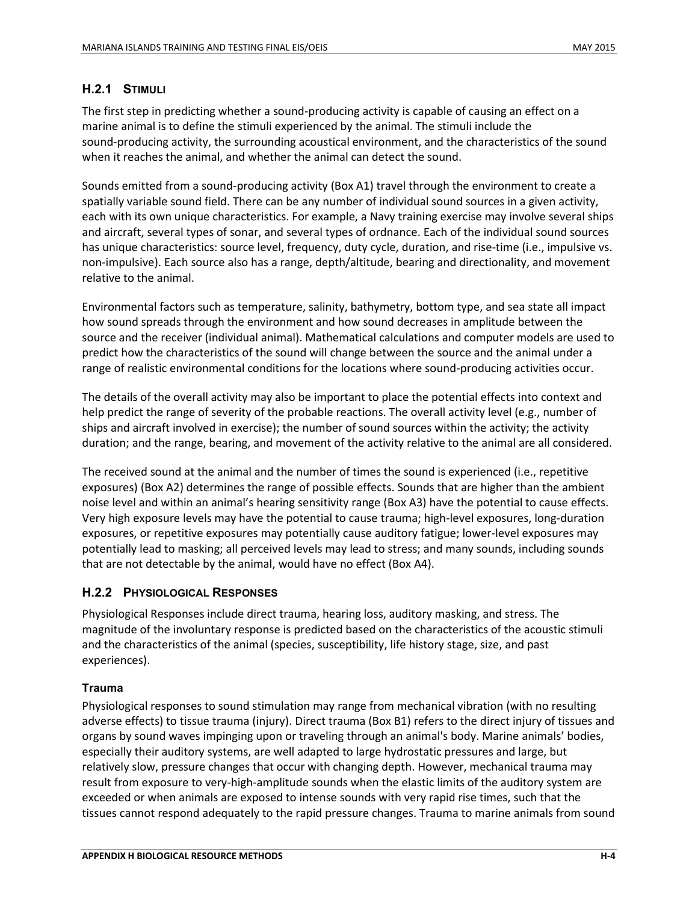### H.2.1 Stimuli

The first step in predicting whether a sound-producing activity is capable of causing an effect on a marine animal is to define the stimuli experienced by the animal. The stimuli include the sound-producing activity, the surrounding acoustical environment, and the characteristics of the sound when it reaches the animal, and whether the animal can detect the sound.

Sounds emitted from a sound-producing activity (Box A1) travel through the environment to create a spatially variable sound field. There can be any number of individual sound sources in a given activity, each with its own unique characteristics. For example, a Navy training exercise may involve several ships and aircraft, several types of sonar, and several types of ordnance. Each of the individual sound sources has unique characteristics: source level, frequency, duty cycle, duration, and rise-time (i.e., impulsive vs. non-impulsive). Each source also has a range, depth/altitude, bearing and directionality, and movement relative to the animal.

Environmental factors such as temperature, salinity, bathymetry, bottom type, and sea state all impact how sound spreads through the environment and how sound decreases in amplitude between the source and the receiver (individual animal). Mathematical calculations and computer models are used to predict how the characteristics of the sound will change between the source and the animal under a range of realistic environmental conditions for the locations where sound-producing activities occur.

The details of the overall activity may also be important to place the potential effects into context and help predict the range of severity of the probable reactions. The overall activity level (e.g., number of ships and aircraft involved in exercise); the number of sound sources within the activity; the activity duration; and the range, bearing, and movement of the activity relative to the animal are all considered.

The received sound at the animal and the number of times the sound is experienced (i.e., repetitive exposures) (Box A2) determines the range of possible effects. Sounds that are higher than the ambient noise level and within an animal's hearing sensitivity range (Box A3) have the potential to cause effects. Very high exposure levels may have the potential to cause trauma; high-level exposures, long-duration exposures, or repetitive exposures may potentially cause auditory fatigue; lower-level exposures may potentially lead to masking; all perceived levels may lead to stress; and many sounds, including sounds that are not detectable by the animal, would have no effect (Box A4).

### H.2.2 Physiological Responses

Physiological Responses include direct trauma, hearing loss, auditory masking, and stress. The magnitude of the involuntary response is predicted based on the characteristics of the acoustic stimuli and the characteristics of the animal (species, susceptibility, life history stage, size, and past experiences).

#### Trauma

Physiological responses to sound stimulation may range from mechanical vibration (with no resulting adverse effects) to tissue trauma (injury). Direct trauma (Box B1) refers to the direct injury of tissues and organs by sound waves impinging upon or traveling through an animal's body. Marine animals' bodies, especially their auditory systems, are well adapted to large hydrostatic pressures and large, but relatively slow, pressure changes that occur with changing depth. However, mechanical trauma may result from exposure to very-high-amplitude sounds when the elastic limits of the auditory system are exceeded or when animals are exposed to intense sounds with very rapid rise times, such that the tissues cannot respond adequately to the rapid pressure changes. Trauma to marine animals from sound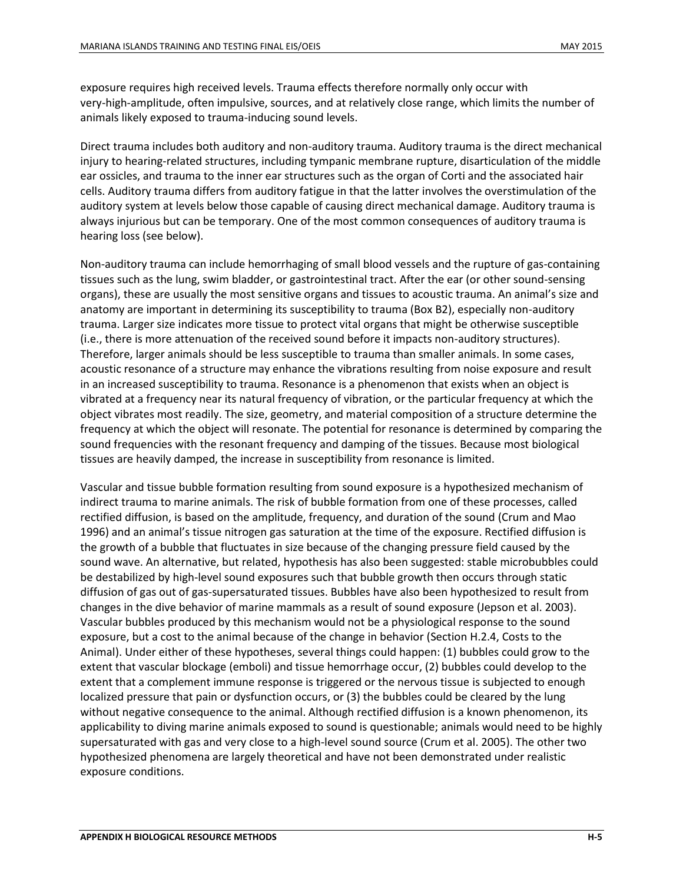exposure requires high received levels. Trauma effects therefore normally only occur with very-high-amplitude, often impulsive, sources, and at relatively close range, which limits the number of animals likely exposed to trauma-inducing sound levels.

Direct trauma includes both auditory and non-auditory trauma. Auditory trauma is the direct mechanical injury to hearing-related structures, including tympanic membrane rupture, disarticulation of the middle ear ossicles, and trauma to the inner ear structures such as the organ of Corti and the associated hair cells. Auditory trauma differs from auditory fatigue in that the latter involves the overstimulation of the auditory system at levels below those capable of causing direct mechanical damage. Auditory trauma is always injurious but can be temporary. One of the most common consequences of auditory trauma is hearing loss (see below).

Non-auditory trauma can include hemorrhaging of small blood vessels and the rupture of gas-containing tissues such as the lung, swim bladder, or gastrointestinal tract. After the ear (or other sound-sensing organs), these are usually the most sensitive organs and tissues to acoustic trauma. An animal's size and anatomy are important in determining its susceptibility to trauma (Box B2), especially non-auditory trauma. Larger size indicates more tissue to protect vital organs that might be otherwise susceptible (i.e., there is more attenuation of the received sound before it impacts non-auditory structures). Therefore, larger animals should be less susceptible to trauma than smaller animals. In some cases, acoustic resonance of a structure may enhance the vibrations resulting from noise exposure and result in an increased susceptibility to trauma. Resonance is a phenomenon that exists when an object is vibrated at a frequency near its natural frequency of vibration, or the particular frequency at which the object vibrates most readily. The size, geometry, and material composition of a structure determine the frequency at which the object will resonate. The potential for resonance is determined by comparing the sound frequencies with the resonant frequency and damping of the tissues. Because most biological tissues are heavily damped, the increase in susceptibility from resonance is limited.

Vascular and tissue bubble formation resulting from sound exposure is a hypothesized mechanism of indirect trauma to marine animals. The risk of bubble formation from one of these processes, called rectified diffusion, is based on the amplitude, frequency, and duration of the sound (Crum and Mao 1996) and an animal's tissue nitrogen gas saturation at the time of the exposure. Rectified diffusion is the growth of a bubble that fluctuates in size because of the changing pressure field caused by the sound wave. An alternative, but related, hypothesis has also been suggested: stable microbubbles could be destabilized by high-level sound exposures such that bubble growth then occurs through static diffusion of gas out of gas-supersaturated tissues. Bubbles have also been hypothesized to result from changes in the dive behavior of marine mammals as a result of sound exposure (Jepson et al. 2003). Vascular bubbles produced by this mechanism would not be a physiological response to the sound exposure, but a cost to the animal because of the change in behavior (Section H.2.4, Costs to the Animal). Under either of these hypotheses, several things could happen: (1) bubbles could grow to the extent that vascular blockage (emboli) and tissue hemorrhage occur, (2) bubbles could develop to the extent that a complement immune response is triggered or the nervous tissue is subjected to enough localized pressure that pain or dysfunction occurs, or (3) the bubbles could be cleared by the lung without negative consequence to the animal. Although rectified diffusion is a known phenomenon, its applicability to diving marine animals exposed to sound is questionable; animals would need to be highly supersaturated with gas and very close to a high-level sound source (Crum et al. 2005). The other two hypothesized phenomena are largely theoretical and have not been demonstrated under realistic exposure conditions.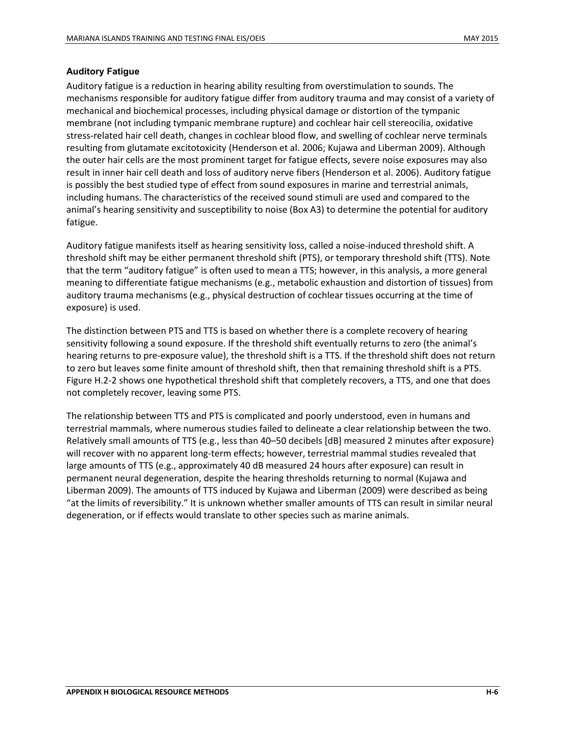### Auditory Fatigue

Auditory fatigue is a reduction in hearing ability resulting from overstimulation to sounds. The mechanisms responsible for auditory fatigue differ from auditory trauma and may consist of a variety of mechanical and biochemical processes, including physical damage or distortion of the tympanic membrane (not including tympanic membrane rupture) and cochlear hair cell stereocilia, oxidative stress-related hair cell death, changes in cochlear blood flow, and swelling of cochlear nerve terminals resulting from glutamate excitotoxicity (Henderson et al. 2006; Kujawa and Liberman 2009). Although the outer hair cells are the most prominent target for fatigue effects, severe noise exposures may also result in inner hair cell death and loss of auditory nerve fibers (Henderson et al. 2006). Auditory fatigue is possibly the best studied type of effect from sound exposures in marine and terrestrial animals, including humans. The characteristics of the received sound stimuli are used and compared to the animal's hearing sensitivity and susceptibility to noise (Box A3) to determine the potential for auditory fatigue.

Auditory fatigue manifests itself as hearing sensitivity loss, called a noise-induced threshold shift. A threshold shift may be either permanent threshold shift (PTS), or temporary threshold shift (TTS). Note that the term "auditory fatigue" is often used to mean a TTS; however, in this analysis, a more general meaning to differentiate fatigue mechanisms (e.g., metabolic exhaustion and distortion of tissues) from auditory trauma mechanisms (e.g., physical destruction of cochlear tissues occurring at the time of exposure) is used.

The distinction between PTS and TTS is based on whether there is a complete recovery of hearing sensitivity following a sound exposure. If the threshold shift eventually returns to zero (the animal's hearing returns to pre-exposure value), the threshold shift is a TTS. If the threshold shift does not return to zero but leaves some finite amount of threshold shift, then that remaining threshold shift is a PTS. Figure H.2-2 shows one hypothetical threshold shift that completely recovers, a TTS, and one that does not completely recover, leaving some PTS.

The relationship between TTS and PTS is complicated and poorly understood, even in humans and terrestrial mammals, where numerous studies failed to delineate a clear relationship between the two. Relatively small amounts of TTS (e.g., less than 40–50 decibels [dB] measured 2 minutes after exposure) will recover with no apparent long-term effects; however, terrestrial mammal studies revealed that large amounts of TTS (e.g., approximately 40 dB measured 24 hours after exposure) can result in permanent neural degeneration, despite the hearing thresholds returning to normal (Kujawa and Liberman 2009). The amounts of TTS induced by Kujawa and Liberman (2009) were described as being "at the limits of reversibility." It is unknown whether smaller amounts of TTS can result in similar neural degeneration, or if effects would translate to other species such as marine animals.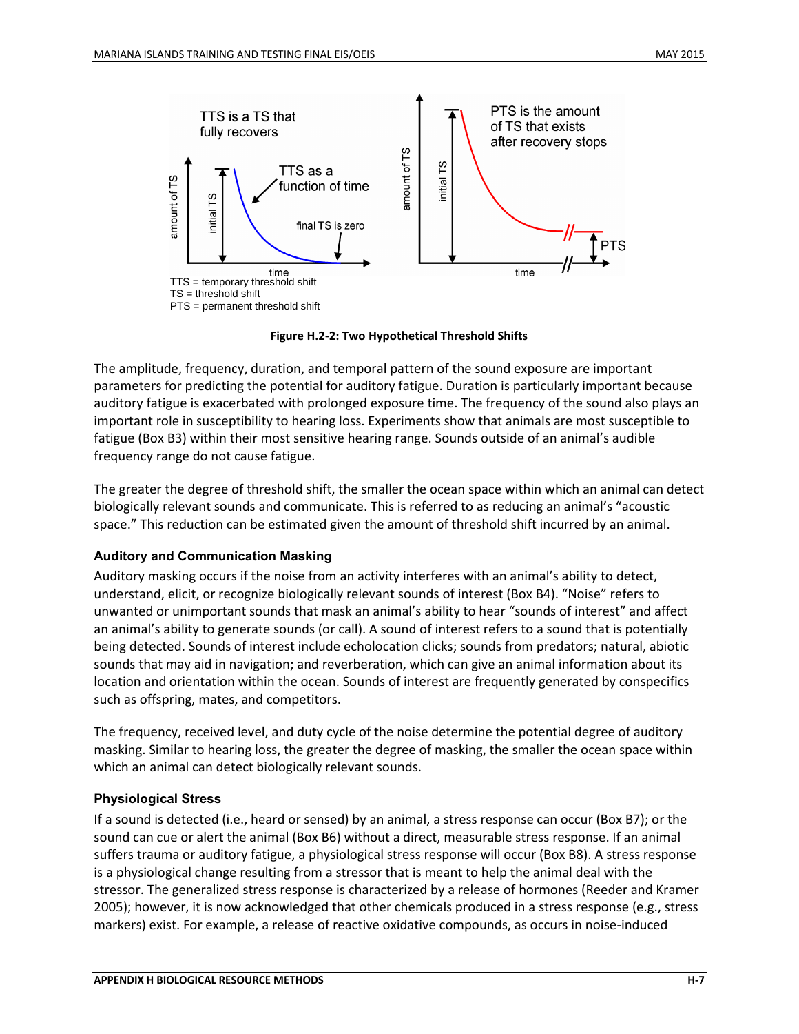Figure H.2-2: Two Hypothetical Threshold Shifts

The amplitude, frequency, duration, and temporal pattern of the sound exposure are important parameters for predicting the potential for auditory fatigue. Duration is particularly important because auditory fatigue is exacerbated with prolonged exposure time. The frequency of the sound also plays an important role in susceptibility to hearing loss. Experiments show that animals are most susceptible to fatigue (Box B3) within their most sensitive hearing range. Sounds outside of an animal's audible frequency range do not cause fatigue.

The greater the degree of threshold shift, the smaller the ocean space within which an animal can detect biologically relevant sounds and communicate. This is referred to as reducing an animal's "acoustic space." This reduction can be estimated given the amount of threshold shift incurred by an animal.

#### Auditory and Communication Masking

Auditory masking occurs if the noise from an activity interferes with an animal's ability to detect, understand, elicit, or recognize biologically relevant sounds of interest (Box B4). "Noise" refers to unwanted or unimportant sounds that mask an animal's ability to hear "sounds of interest" and affect an animal's ability to generate sounds (or call). A sound of interest refers to a sound that is potentially being detected. Sounds of interest include echolocation clicks; sounds from predators; natural, abiotic sounds that may aid in navigation; and reverberation, which can give an animal information about its location and orientation within the ocean. Sounds of interest are frequently generated by conspecifics such as offspring, mates, and competitors.

The frequency, received level, and duty cycle of the noise determine the potential degree of auditory masking. Similar to hearing loss, the greater the degree of masking, the smaller the ocean space within which an animal can detect biologically relevant sounds.

#### Physiological Stress

If a sound is detected (i.e., heard or sensed) by an animal, a stress response can occur (Box B7); or the sound can cue or alert the animal (Box B6) without a direct, measurable stress response. If an animal suffers trauma or auditory fatigue, a physiological stress response will occur (Box B8). A stress response is a physiological change resulting from a stressor that is meant to help the animal deal with the stressor. The generalized stress response is characterized by a release of hormones (Reeder and Kramer 2005); however, it is now acknowledged that other chemicals produced in a stress response (e.g., stress markers) exist. For example, a release of reactive oxidative compounds, as occurs in noise-induced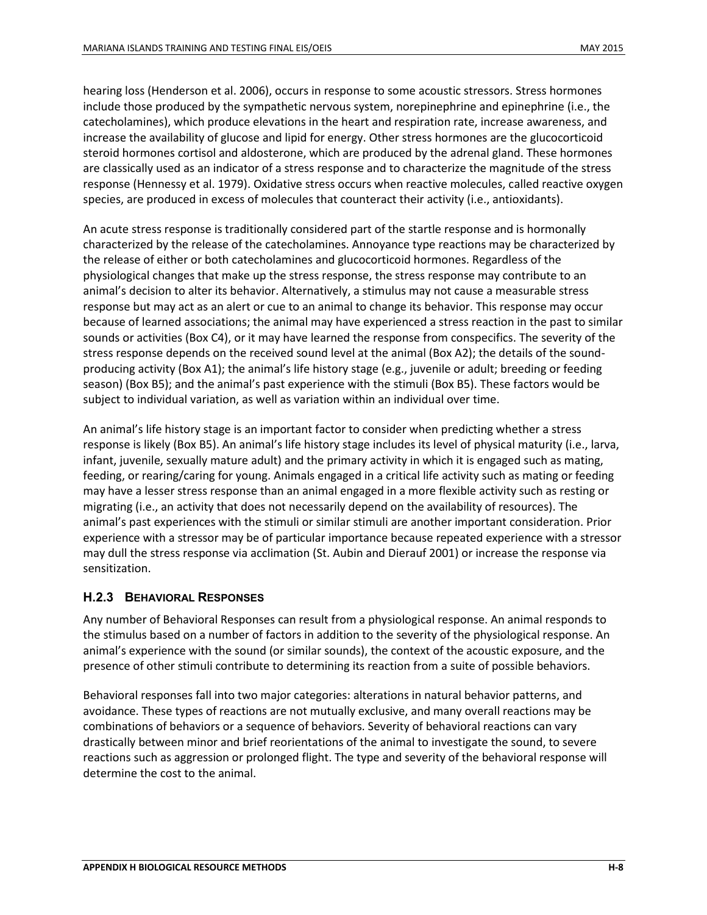hearing loss (Henderson et al. 2006), occurs in response to some acoustic stressors. Stress hormones include those produced by the sympathetic nervous system, norepinephrine and epinephrine (i.e., the catecholamines), which produce elevations in the heart and respiration rate, increase awareness, and increase the availability of glucose and lipid for energy. Other stress hormones are the glucocorticoid steroid hormones cortisol and aldosterone, which are produced by the adrenal gland. These hormones are classically used as an indicator of a stress response and to characterize the magnitude of the stress response (Hennessy et al. 1979). Oxidative stress occurs when reactive molecules, called reactive oxygen species, are produced in excess of molecules that counteract their activity (i.e., antioxidants).

An acute stress response is traditionally considered part of the startle response and is hormonally characterized by the release of the catecholamines. Annoyance type reactions may be characterized by the release of either or both catecholamines and glucocorticoid hormones. Regardless of the physiological changes that make up the stress response, the stress response may contribute to an animal's decision to alter its behavior. Alternatively, a stimulus may not cause a measurable stress response but may act as an alert or cue to an animal to change its behavior. This response may occur because of learned associations; the animal may have experienced a stress reaction in the past to similar sounds or activities (Box C4), or it may have learned the response from conspecifics. The severity of the stress response depends on the received sound level at the animal (Box A2); the details of the sound-producing activity (Box A1); the animal's life history stage (e.g., juvenile or adult; breeding or feeding season) (Box B5); and the animal's past experience with the stimuli (Box B5). These factors would be subject to individual variation, as well as variation within an individual over time.

An animal's life history stage is an important factor to consider when predicting whether a stress response is likely (Box B5). An animal's life history stage includes its level of physical maturity (i.e., larva, infant, juvenile, sexually mature adult) and the primary activity in which it is engaged such as mating, feeding, or rearing/caring for young. Animals engaged in a critical life activity such as mating or feeding may have a lesser stress response than an animal engaged in a more flexible activity such as resting or migrating (i.e., an activity that does not necessarily depend on the availability of resources). The animal's past experiences with the stimuli or similar stimuli are another important consideration. Prior experience with a stressor may be of particular importance because repeated experience with a stressor may dull the stress response via acclimation (St. Aubin and Dierauf 2001) or increase the response via sensitization.

### H.2.3 Behavioral Responses

Any number of Behavioral Responses can result from a physiological response. An animal responds to the stimulus based on a number of factors in addition to the severity of the physiological response. An animal's experience with the sound (or similar sounds), the context of the acoustic exposure, and the presence of other stimuli contribute to determining its reaction from a suite of possible behaviors.

Behavioral responses fall into two major categories: alterations in natural behavior patterns, and avoidance. These types of reactions are not mutually exclusive, and many overall reactions may be combinations of behaviors or a sequence of behaviors. Severity of behavioral reactions can vary drastically between minor and brief reorientations of the animal to investigate the sound, to severe reactions such as aggression or prolonged flight. The type and severity of the behavioral response will determine the cost to the animal.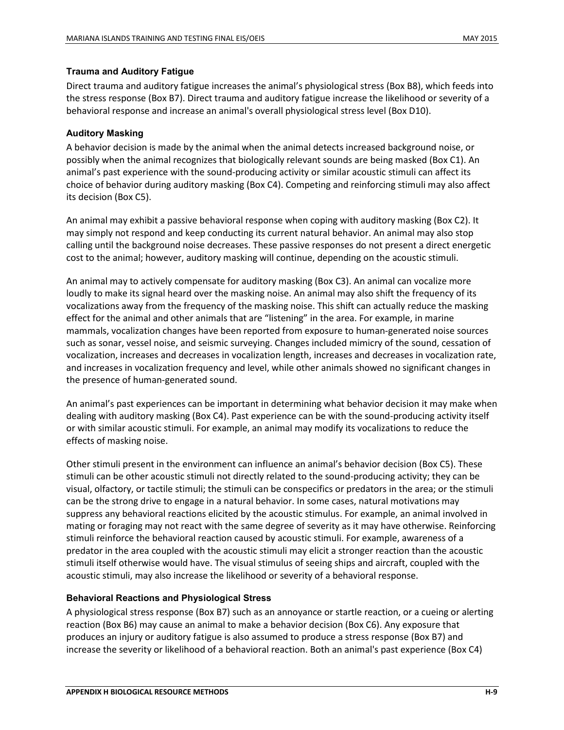### Trauma and Auditory Fatigue

Direct trauma and auditory fatigue increases the animal's physiological stress (Box B8), which feeds into the stress response (Box B7). Direct trauma and auditory fatigue increase the likelihood or severity of a behavioral response and increase an animal's overall physiological stress level (Box D10).

### Auditory Masking

A behavior decision is made by the animal when the animal detects increased background noise, or possibly when the animal recognizes that biologically relevant sounds are being masked (Box C1). An animal's past experience with the sound-producing activity or similar acoustic stimuli can affect its choice of behavior during auditory masking (Box C4). Competing and reinforcing stimuli may also affect its decision (Box C5).

An animal may exhibit a passive behavioral response when coping with auditory masking (Box C2). It may simply not respond and keep conducting its current natural behavior. An animal may also stop calling until the background noise decreases. These passive responses do not present a direct energetic cost to the animal; however, auditory masking will continue, depending on the acoustic stimuli.

An animal may to actively compensate for auditory masking (Box C3). An animal can vocalize more loudly to make its signal heard over the masking noise. An animal may also shift the frequency of its vocalizations away from the frequency of the masking noise. This shift can actually reduce the masking effect for the animal and other animals that are "listening" in the area. For example, in marine mammals, vocalization changes have been reported from exposure to human-generated noise sources such as sonar, vessel noise, and seismic surveying. Changes included mimicry of the sound, cessation of vocalization, increases and decreases in vocalization length, increases and decreases in vocalization rate, and increases in vocalization frequency and level, while other animals showed no significant changes in the presence of human-generated sound.

An animal's past experiences can be important in determining what behavior decision it may make when dealing with auditory masking (Box C4). Past experience can be with the sound-producing activity itself or with similar acoustic stimuli. For example, an animal may modify its vocalizations to reduce the effects of masking noise.

Other stimuli present in the environment can influence an animal's behavior decision (Box C5). These stimuli can be other acoustic stimuli not directly related to the sound-producing activity; they can be visual, olfactory, or tactile stimuli; the stimuli can be conspecifics or predators in the area; or the stimuli can be the strong drive to engage in a natural behavior. In some cases, natural motivations may suppress any behavioral reactions elicited by the acoustic stimulus. For example, an animal involved in mating or foraging may not react with the same degree of severity as it may have otherwise. Reinforcing stimuli reinforce the behavioral reaction caused by acoustic stimuli. For example, awareness of a predator in the area coupled with the acoustic stimuli may elicit a stronger reaction than the acoustic stimuli itself otherwise would have. The visual stimulus of seeing ships and aircraft, coupled with the acoustic stimuli, may also increase the likelihood or severity of a behavioral response.

### Behavioral Reactions and Physiological Stress

A physiological stress response (Box B7) such as an annoyance or startle reaction, or a cueing or alerting reaction (Box B6) may cause an animal to make a behavior decision (Box C6). Any exposure that produces an injury or auditory fatigue is also assumed to produce a stress response (Box B7) and increase the severity or likelihood of a behavioral reaction. Both an animal's past experience (Box C4)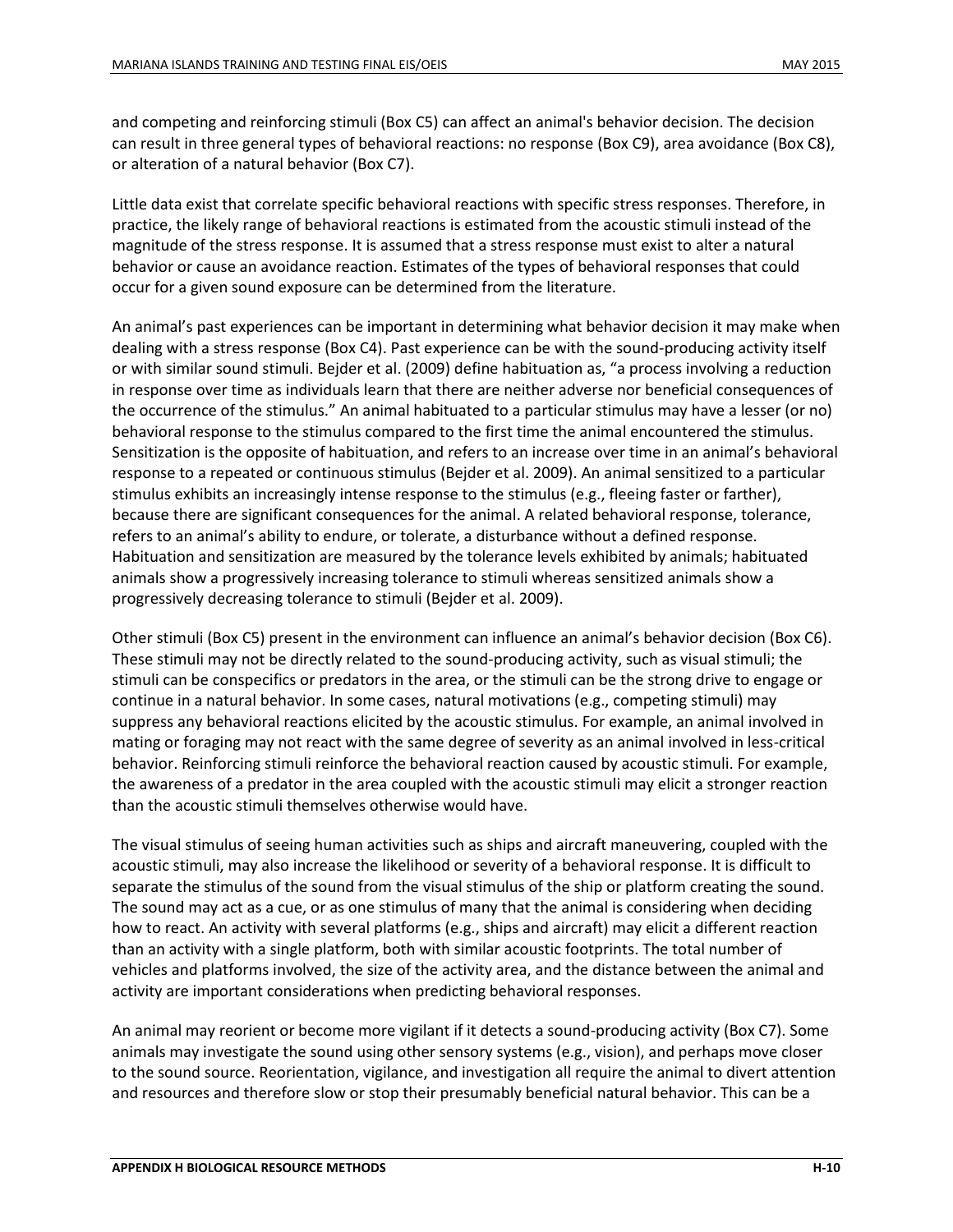and competing and reinforcing stimuli (Box C5) can affect an animal's behavior decision. The decision can result in three general types of behavioral reactions: no response (Box C9), area avoidance (Box C8), or alteration of a natural behavior (Box C7).

Little data exist that correlate specific behavioral reactions with specific stress responses. Therefore, in practice, the likely range of behavioral reactions is estimated from the acoustic stimuli instead of the magnitude of the stress response. It is assumed that a stress response must exist to alter a natural behavior or cause an avoidance reaction. Estimates of the types of behavioral responses that could occur for a given sound exposure can be determined from the literature.

An animal's past experiences can be important in determining what behavior decision it may make when dealing with a stress response (Box C4). Past experience can be with the sound-producing activity itself or with similar sound stimuli. Bejder et al. (2009) define habituation as, "a process involving a reduction in response over time as individuals learn that there are neither adverse nor beneficial consequences of the occurrence of the stimulus." An animal habituated to a particular stimulus may have a lesser (or no) behavioral response to the stimulus compared to the first time the animal encountered the stimulus. Sensitization is the opposite of habituation, and refers to an increase over time in an animal's behavioral response to a repeated or continuous stimulus (Bejder et al. 2009). An animal sensitized to a particular stimulus exhibits an increasingly intense response to the stimulus (e.g., fleeing faster or farther), because there are significant consequences for the animal. A related behavioral response, tolerance, refers to an animal's ability to endure, or tolerate, a disturbance without a defined response. Habituation and sensitization are measured by the tolerance levels exhibited by animals; habituated animals show a progressively increasing tolerance to stimuli whereas sensitized animals show a progressively decreasing tolerance to stimuli (Bejder et al. 2009).

Other stimuli (Box C5) present in the environment can influence an animal's behavior decision (Box C6). These stimuli may not be directly related to the sound-producing activity, such as visual stimuli; the stimuli can be conspecifics or predators in the area, or the stimuli can be the strong drive to engage or continue in a natural behavior. In some cases, natural motivations (e.g., competing stimuli) may suppress any behavioral reactions elicited by the acoustic stimulus. For example, an animal involved in mating or foraging may not react with the same degree of severity as an animal involved in less-critical behavior. Reinforcing stimuli reinforce the behavioral reaction caused by acoustic stimuli. For example, the awareness of a predator in the area coupled with the acoustic stimuli may elicit a stronger reaction than the acoustic stimuli themselves otherwise would have.

The visual stimulus of seeing human activities such as ships and aircraft maneuvering, coupled with the acoustic stimuli, may also increase the likelihood or severity of a behavioral response. It is difficult to separate the stimulus of the sound from the visual stimulus of the ship or platform creating the sound. The sound may act as a cue, or as one stimulus of many that the animal is considering when deciding how to react. An activity with several platforms (e.g., ships and aircraft) may elicit a different reaction than an activity with a single platform, both with similar acoustic footprints. The total number of vehicles and platforms involved, the size of the activity area, and the distance between the animal and activity are important considerations when predicting behavioral responses.

An animal may reorient or become more vigilant if it detects a sound-producing activity (Box C7). Some animals may investigate the sound using other sensory systems (e.g., vision), and perhaps move closer to the sound source. Reorientation, vigilance, and investigation all require the animal to divert attention and resources and therefore slow or stop their presumably beneficial natural behavior. This can be a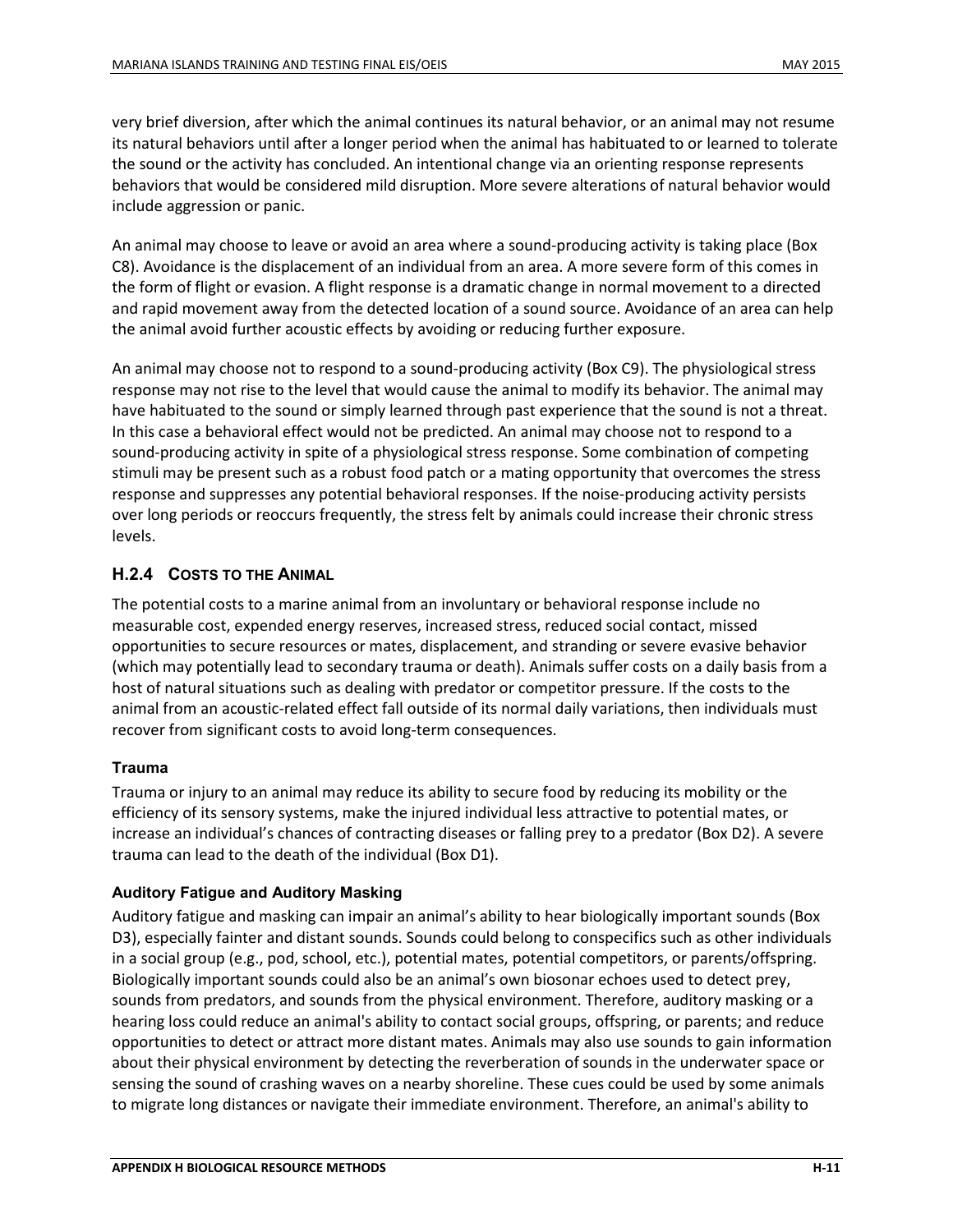very brief diversion, after which the animal continues its natural behavior, or an animal may not resume its natural behaviors until after a longer period when the animal has habituated to or learned to tolerate the sound or the activity has concluded. An intentional change via an orienting response represents behaviors that would be considered mild disruption. More severe alterations of natural behavior would include aggression or panic.

An animal may choose to leave or avoid an area where a sound-producing activity is taking place (Box C8). Avoidance is the displacement of an individual from an area. A more severe form of this comes in the form of flight or evasion. A flight response is a dramatic change in normal movement to a directed and rapid movement away from the detected location of a sound source. Avoidance of an area can help the animal avoid further acoustic effects by avoiding or reducing further exposure.

An animal may choose not to respond to a sound-producing activity (Box C9). The physiological stress response may not rise to the level that would cause the animal to modify its behavior. The animal may have habituated to the sound or simply learned through past experience that the sound is not a threat. In this case a behavioral effect would not be predicted. An animal may choose not to respond to a sound-producing activity in spite of a physiological stress response. Some combination of competing stimuli may be present such as a robust food patch or a mating opportunity that overcomes the stress response and suppresses any potential behavioral responses. If the noise-producing activity persists over long periods or reoccurs frequently, the stress felt by animals could increase their chronic stress levels.

### H.2.4 Costs to the Animal

The potential costs to a marine animal from an involuntary or behavioral response include no measurable cost, expended energy reserves, increased stress, reduced social contact, missed opportunities to secure resources or mates, displacement, and stranding or severe evasive behavior (which may potentially lead to secondary trauma or death). Animals suffer costs on a daily basis from a host of natural situations such as dealing with predator or competitor pressure. If the costs to the animal from an acoustic-related effect fall outside of its normal daily variations, then individuals must recover from significant costs to avoid long-term consequences.

#### Trauma

Trauma or injury to an animal may reduce its ability to secure food by reducing its mobility or the efficiency of its sensory systems, make the injured individual less attractive to potential mates, or increase an individual's chances of contracting diseases or falling prey to a predator (Box D2). A severe trauma can lead to the death of the individual (Box D1).

#### Auditory Fatigue and Auditory Masking

Auditory fatigue and masking can impair an animal's ability to hear biologically important sounds (Box D3), especially fainter and distant sounds. Sounds could belong to conspecifics such as other individuals in a social group (e.g., pod, school, etc.), potential mates, potential competitors, or parents/offspring. Biologically important sounds could also be an animal's own biosonar echoes used to detect prey, sounds from predators, and sounds from the physical environment. Therefore, auditory masking or a hearing loss could reduce an animal's ability to contact social groups, offspring, or parents; and reduce opportunities to detect or attract more distant mates. Animals may also use sounds to gain information about their physical environment by detecting the reverberation of sounds in the underwater space or sensing the sound of crashing waves on a nearby shoreline. These cues could be used by some animals to migrate long distances or navigate their immediate environment. Therefore, an animal's ability to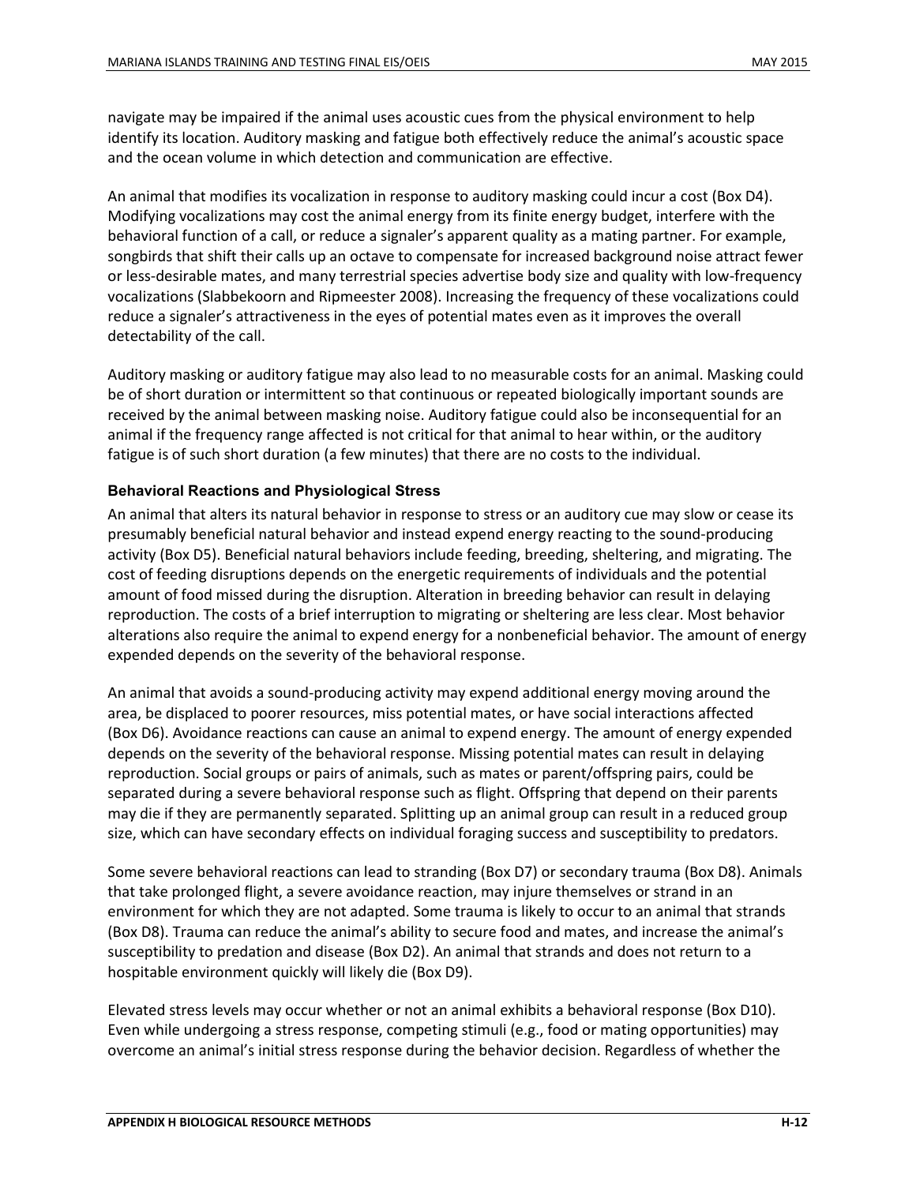navigate may be impaired if the animal uses acoustic cues from the physical environment to help identify its location. Auditory masking and fatigue both effectively reduce the animal's acoustic space and the ocean volume in which detection and communication are effective.

An animal that modifies its vocalization in response to auditory masking could incur a cost (Box D4). Modifying vocalizations may cost the animal energy from its finite energy budget, interfere with the behavioral function of a call, or reduce a signaler's apparent quality as a mating partner. For example, songbirds that shift their calls up an octave to compensate for increased background noise attract fewer or less-desirable mates, and many terrestrial species advertise body size and quality with low-frequency vocalizations (Slabbekoorn and Ripmeester 2008). Increasing the frequency of these vocalizations could reduce a signaler's attractiveness in the eyes of potential mates even as it improves the overall detectability of the call.

Auditory masking or auditory fatigue may also lead to no measurable costs for an animal. Masking could be of short duration or intermittent so that continuous or repeated biologically important sounds are received by the animal between masking noise. Auditory fatigue could also be inconsequential for an animal if the frequency range affected is not critical for that animal to hear within, or the auditory fatigue is of such short duration (a few minutes) that there are no costs to the individual.

### Behavioral Reactions and Physiological Stress

An animal that alters its natural behavior in response to stress or an auditory cue may slow or cease its presumably beneficial natural behavior and instead expend energy reacting to the sound-producing activity (Box D5). Beneficial natural behaviors include feeding, breeding, sheltering, and migrating. The cost of feeding disruptions depends on the energetic requirements of individuals and the potential amount of food missed during the disruption. Alteration in breeding behavior can result in delaying reproduction. The costs of a brief interruption to migrating or sheltering are less clear. Most behavior alterations also require the animal to expend energy for a nonbeneficial behavior. The amount of energy expended depends on the severity of the behavioral response.

An animal that avoids a sound-producing activity may expend additional energy moving around the area, be displaced to poorer resources, miss potential mates, or have social interactions affected (Box D6). Avoidance reactions can cause an animal to expend energy. The amount of energy expended depends on the severity of the behavioral response. Missing potential mates can result in delaying reproduction. Social groups or pairs of animals, such as mates or parent/offspring pairs, could be separated during a severe behavioral response such as flight. Offspring that depend on their parents may die if they are permanently separated. Splitting up an animal group can result in a reduced group size, which can have secondary effects on individual foraging success and susceptibility to predators.

Some severe behavioral reactions can lead to stranding (Box D7) or secondary trauma (Box D8). Animals that take prolonged flight, a severe avoidance reaction, may injure themselves or strand in an environment for which they are not adapted. Some trauma is likely to occur to an animal that strands (Box D8). Trauma can reduce the animal's ability to secure food and mates, and increase the animal's susceptibility to predation and disease (Box D2). An animal that strands and does not return to a hospitable environment quickly will likely die (Box D9).

Elevated stress levels may occur whether or not an animal exhibits a behavioral response (Box D10). Even while undergoing a stress response, competing stimuli (e.g., food or mating opportunities) may overcome an animal's initial stress response during the behavior decision. Regardless of whether the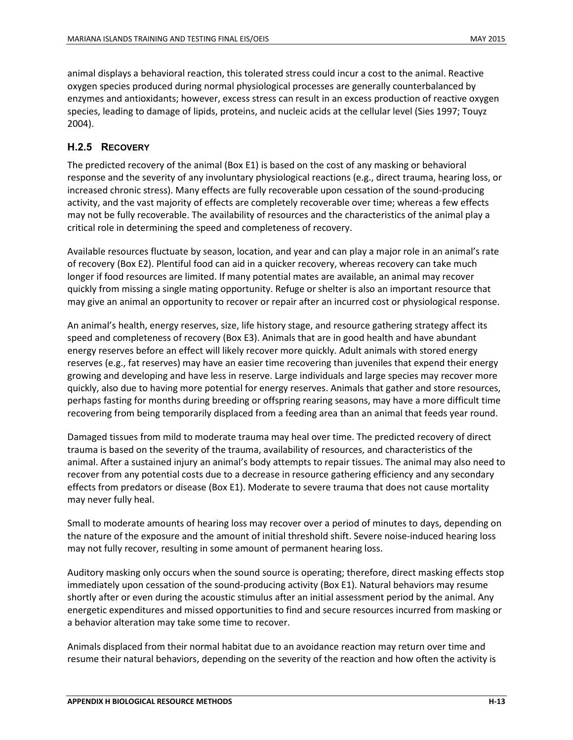animal displays a behavioral reaction, this tolerated stress could incur a cost to the animal. Reactive oxygen species produced during normal physiological processes are generally counterbalanced by enzymes and antioxidants; however, excess stress can result in an excess production of reactive oxygen species, leading to damage of lipids, proteins, and nucleic acids at the cellular level (Sies 1997; Touyz 2004).

### H.2.5 Recovery

The predicted recovery of the animal (Box E1) is based on the cost of any masking or behavioral response and the severity of any involuntary physiological reactions (e.g., direct trauma, hearing loss, or increased chronic stress). Many effects are fully recoverable upon cessation of the sound-producing activity, and the vast majority of effects are completely recoverable over time; whereas a few effects may not be fully recoverable. The availability of resources and the characteristics of the animal play a critical role in determining the speed and completeness of recovery.

Available resources fluctuate by season, location, and year and can play a major role in an animal's rate of recovery (Box E2). Plentiful food can aid in a quicker recovery, whereas recovery can take much longer if food resources are limited. If many potential mates are available, an animal may recover quickly from missing a single mating opportunity. Refuge or shelter is also an important resource that may give an animal an opportunity to recover or repair after an incurred cost or physiological response.

An animal's health, energy reserves, size, life history stage, and resource gathering strategy affect its speed and completeness of recovery (Box E3). Animals that are in good health and have abundant energy reserves before an effect will likely recover more quickly. Adult animals with stored energy reserves (e.g., fat reserves) may have an easier time recovering than juveniles that expend their energy growing and developing and have less in reserve. Large individuals and large species may recover more quickly, also due to having more potential for energy reserves. Animals that gather and store resources, perhaps fasting for months during breeding or offspring rearing seasons, may have a more difficult time recovering from being temporarily displaced from a feeding area than an animal that feeds year round.

Damaged tissues from mild to moderate trauma may heal over time. The predicted recovery of direct trauma is based on the severity of the trauma, availability of resources, and characteristics of the animal. After a sustained injury an animal's body attempts to repair tissues. The animal may also need to recover from any potential costs due to a decrease in resource gathering efficiency and any secondary effects from predators or disease (Box E1). Moderate to severe trauma that does not cause mortality may never fully heal.

Small to moderate amounts of hearing loss may recover over a period of minutes to days, depending on the nature of the exposure and the amount of initial threshold shift. Severe noise-induced hearing loss may not fully recover, resulting in some amount of permanent hearing loss.

Auditory masking only occurs when the sound source is operating; therefore, direct masking effects stop immediately upon cessation of the sound-producing activity (Box E1). Natural behaviors may resume shortly after or even during the acoustic stimulus after an initial assessment period by the animal. Any energetic expenditures and missed opportunities to find and secure resources incurred from masking or a behavior alteration may take some time to recover.

Animals displaced from their normal habitat due to an avoidance reaction may return over time and resume their natural behaviors, depending on the severity of the reaction and how often the activity is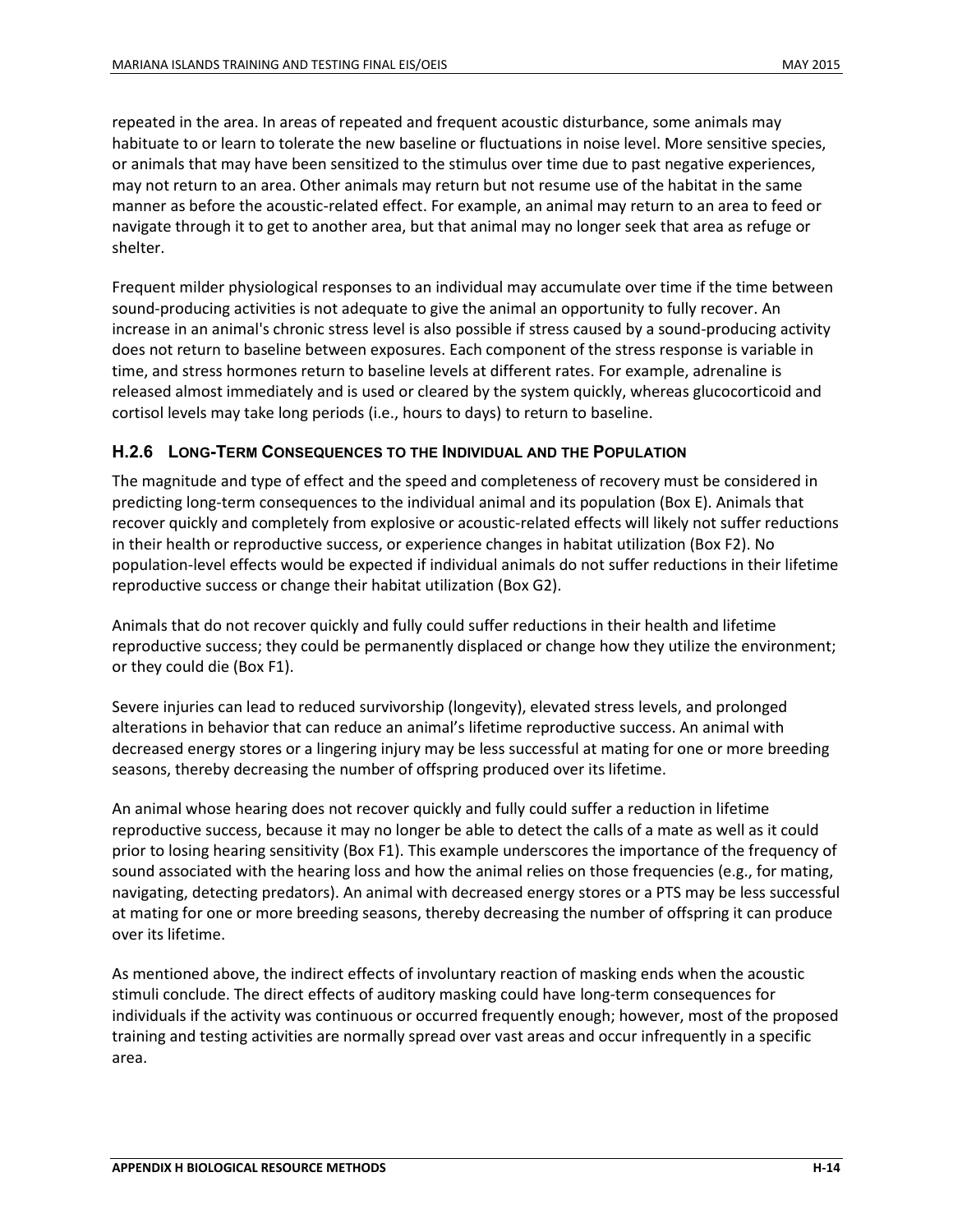repeated in the area. In areas of repeated and frequent acoustic disturbance, some animals may habituate to or learn to tolerate the new baseline or fluctuations in noise level. More sensitive species, or animals that may have been sensitized to the stimulus over time due to past negative experiences, may not return to an area. Other animals may return but not resume use of the habitat in the same manner as before the acoustic-related effect. For example, an animal may return to an area to feed or navigate through it to get to another area, but that animal may no longer seek that area as refuge or shelter.

Frequent milder physiological responses to an individual may accumulate over time if the time between sound-producing activities is not adequate to give the animal an opportunity to fully recover. An increase in an animal's chronic stress level is also possible if stress caused by a sound-producing activity does not return to baseline between exposures. Each component of the stress response is variable in time, and stress hormones return to baseline levels at different rates. For example, adrenaline is released almost immediately and is used or cleared by the system quickly, whereas glucocorticoid and cortisol levels may take long periods (i.e., hours to days) to return to baseline.

### H.2.6 Long-Term Consequences to the Individual and the Population

The magnitude and type of effect and the speed and completeness of recovery must be considered in predicting long-term consequences to the individual animal and its population (Box E). Animals that recover quickly and completely from explosive or acoustic-related effects will likely not suffer reductions in their health or reproductive success, or experience changes in habitat utilization (Box F2). No population-level effects would be expected if individual animals do not suffer reductions in their lifetime reproductive success or change their habitat utilization (Box G2).

Animals that do not recover quickly and fully could suffer reductions in their health and lifetime reproductive success; they could be permanently displaced or change how they utilize the environment; or they could die (Box F1).

Severe injuries can lead to reduced survivorship (longevity), elevated stress levels, and prolonged alterations in behavior that can reduce an animal's lifetime reproductive success. An animal with decreased energy stores or a lingering injury may be less successful at mating for one or more breeding seasons, thereby decreasing the number of offspring produced over its lifetime.

An animal whose hearing does not recover quickly and fully could suffer a reduction in lifetime reproductive success, because it may no longer be able to detect the calls of a mate as well as it could prior to losing hearing sensitivity (Box F1). This example underscores the importance of the frequency of sound associated with the hearing loss and how the animal relies on those frequencies (e.g., for mating, navigating, detecting predators). An animal with decreased energy stores or a PTS may be less successful at mating for one or more breeding seasons, thereby decreasing the number of offspring it can produce over its lifetime.

As mentioned above, the indirect effects of involuntary reaction of masking ends when the acoustic stimuli conclude. The direct effects of auditory masking could have long-term consequences for individuals if the activity was continuous or occurred frequently enough; however, most of the proposed training and testing activities are normally spread over vast areas and occur infrequently in a specific area.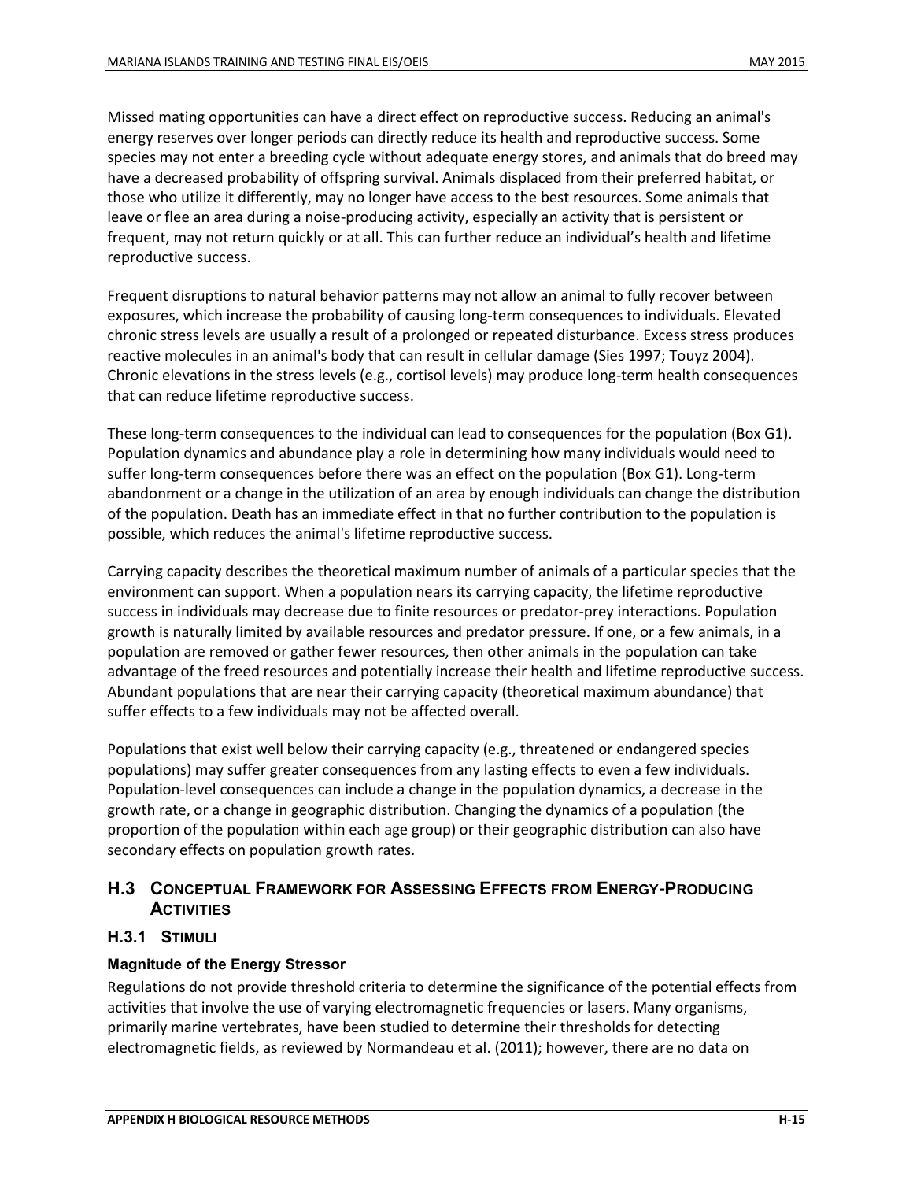Missed mating opportunities can have a direct effect on reproductive success. Reducing an animal's energy reserves over longer periods can directly reduce its health and reproductive success. Some species may not enter a breeding cycle without adequate energy stores, and animals that do breed may have a decreased probability of offspring survival. Animals displaced from their preferred habitat, or those who utilize it differently, may no longer have access to the best resources. Some animals that leave or flee an area during a noise-producing activity, especially an activity that is persistent or frequent, may not return quickly or at all. This can further reduce an individual's health and lifetime reproductive success.

Frequent disruptions to natural behavior patterns may not allow an animal to fully recover between exposures, which increase the probability of causing long-term consequences to individuals. Elevated chronic stress levels are usually a result of a prolonged or repeated disturbance. Excess stress produces reactive molecules in an animal's body that can result in cellular damage (Sies 1997; Touyz 2004). Chronic elevations in the stress levels (e.g., cortisol levels) may produce long-term health consequences that can reduce lifetime reproductive success.

These long-term consequences to the individual can lead to consequences for the population (Box G1). Population dynamics and abundance play a role in determining how many individuals would need to suffer long-term consequences before there was an effect on the population (Box G1). Long-term abandonment or a change in the utilization of an area by enough individuals can change the distribution of the population. Death has an immediate effect in that no further contribution to the population is possible, which reduces the animal's lifetime reproductive success.

Carrying capacity describes the theoretical maximum number of animals of a particular species that the environment can support. When a population nears its carrying capacity, the lifetime reproductive success in individuals may decrease due to finite resources or predator-prey interactions. Population growth is naturally limited by available resources and predator pressure. If one, or a few animals, in a population are removed or gather fewer resources, then other animals in the population can take advantage of the freed resources and potentially increase their health and lifetime reproductive success. Abundant populations that are near their carrying capacity (theoretical maximum abundance) that suffer effects to a few individuals may not be affected overall.

Populations that exist well below their carrying capacity (e.g., threatened or endangered species populations) may suffer greater consequences from any lasting effects to even a few individuals. Population-level consequences can include a change in the population dynamics, a decrease in the growth rate, or a change in geographic distribution. Changing the dynamics of a population (the proportion of the population within each age group) or their geographic distribution can also have secondary effects on population growth rates.

## H.3 Conceptual Framework for Assessing Effects from Energy-Producing Activities

### H.3.1 Stimuli

#### Magnitude of the Energy Stressor

Regulations do not provide threshold criteria to determine the significance of the potential effects from activities that involve the use of varying electromagnetic frequencies or lasers. Many organisms, primarily marine vertebrates, have been studied to determine their thresholds for detecting electromagnetic fields, as reviewed by Normandeau et al. (2011); however, there are no data on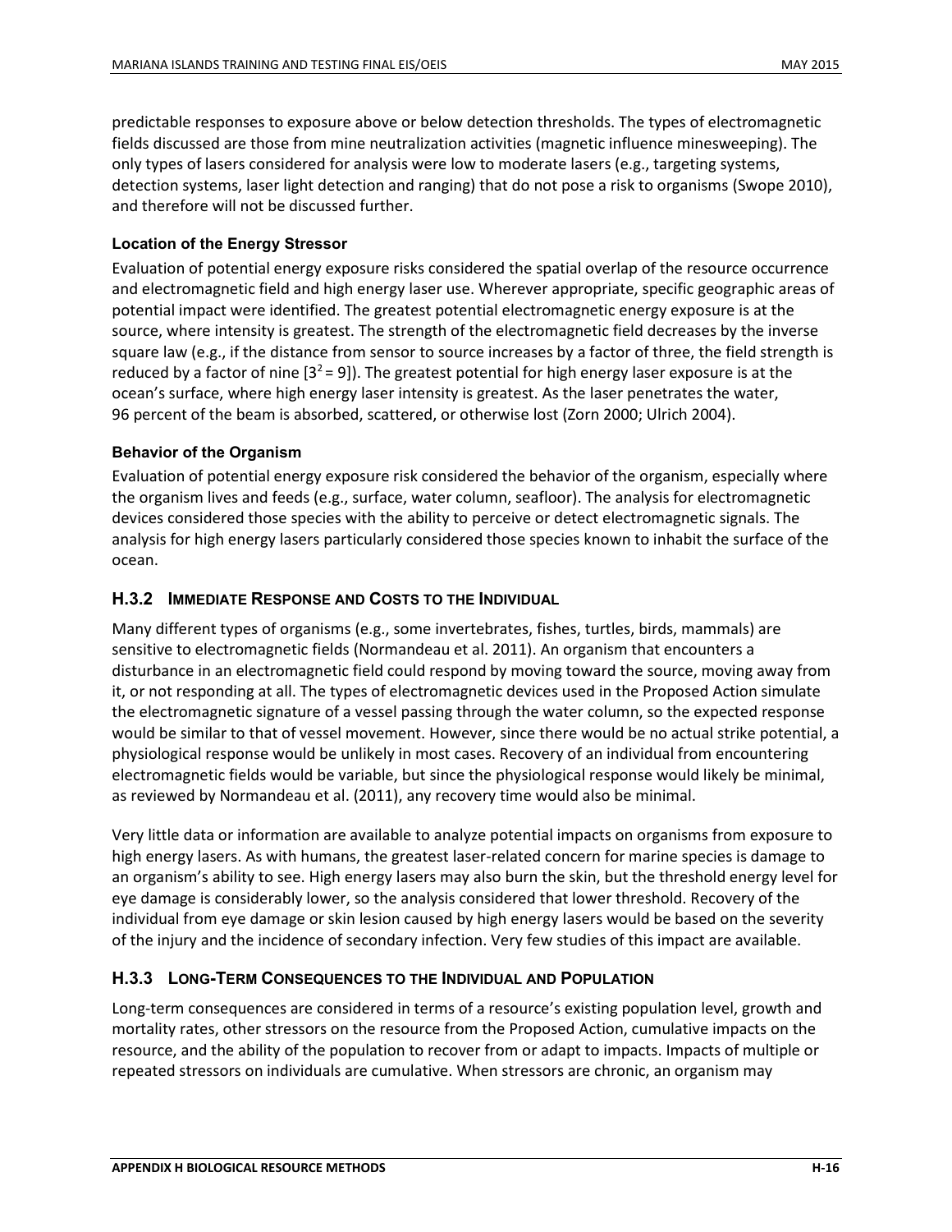predictable responses to exposure above or below detection thresholds. The types of electromagnetic fields discussed are those from mine neutralization activities (magnetic influence minesweeping). The only types of lasers considered for analysis were low to moderate lasers (e.g., targeting systems, detection systems, laser light detection and ranging) that do not pose a risk to organisms (Swope 2010), and therefore will not be discussed further.

#### Location of the Energy Stressor

Evaluation of potential energy exposure risks considered the spatial overlap of the resource occurrence and electromagnetic field and high energy laser use. Wherever appropriate, specific geographic areas of potential impact were identified. The greatest potential electromagnetic energy exposure is at the source, where intensity is greatest. The strength of the electromagnetic field decreases by the inverse square law (e.g., if the distance from sensor to source increases by a factor of three, the field strength is reduced by a factor of nine [$3^2 = 9$]). The greatest potential for high energy laser exposure is at the ocean's surface, where high energy laser intensity is greatest. As the laser penetrates the water, 96 percent of the beam is absorbed, scattered, or otherwise lost (Zorn 2000; Ulrich 2004).

#### Behavior of the Organism

Evaluation of potential energy exposure risk considered the behavior of the organism, especially where the organism lives and feeds (e.g., surface, water column, seafloor). The analysis for electromagnetic devices considered those species with the ability to perceive or detect electromagnetic signals. The analysis for high energy lasers particularly considered those species known to inhabit the surface of the ocean.

### H.3.2 Immediate Response and Costs to the Individual

Many different types of organisms (e.g., some invertebrates, fishes, turtles, birds, mammals) are sensitive to electromagnetic fields (Normandeau et al. 2011). An organism that encounters a disturbance in an electromagnetic field could respond by moving toward the source, moving away from it, or not responding at all. The types of electromagnetic devices used in the Proposed Action simulate the electromagnetic signature of a vessel passing through the water column, so the expected response would be similar to that of vessel movement. However, since there would be no actual strike potential, a physiological response would be unlikely in most cases. Recovery of an individual from encountering electromagnetic fields would be variable, but since the physiological response would likely be minimal, as reviewed by Normandeau et al. (2011), any recovery time would also be minimal.

Very little data or information are available to analyze potential impacts on organisms from exposure to high energy lasers. As with humans, the greatest laser-related concern for marine species is damage to an organism's ability to see. High energy lasers may also burn the skin, but the threshold energy level for eye damage is considerably lower, so the analysis considered that lower threshold. Recovery of the individual from eye damage or skin lesion caused by high energy lasers would be based on the severity of the injury and the incidence of secondary infection. Very few studies of this impact are available.

### H.3.3 Long-Term Consequences to the Individual and Population

Long-term consequences are considered in terms of a resource's existing population level, growth and mortality rates, other stressors on the resource from the Proposed Action, cumulative impacts on the resource, and the ability of the population to recover from or adapt to impacts. Impacts of multiple or repeated stressors on individuals are cumulative. When stressors are chronic, an organism may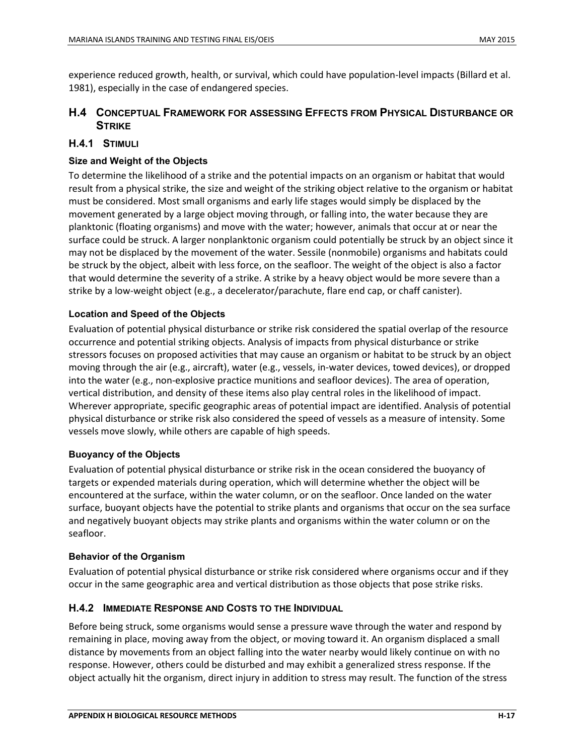experience reduced growth, health, or survival, which could have population-level impacts (Billard et al. 1981), especially in the case of endangered species.

## H.4 Conceptual Framework for assessing Effects from Physical Disturbance or Strike

### H.4.1 Stimuli

#### Size and Weight of the Objects

To determine the likelihood of a strike and the potential impacts on an organism or habitat that would result from a physical strike, the size and weight of the striking object relative to the organism or habitat must be considered. Most small organisms and early life stages would simply be displaced by the movement generated by a large object moving through, or falling into, the water because they are planktonic (floating organisms) and move with the water; however, animals that occur at or near the surface could be struck. A larger nonplanktonic organism could potentially be struck by an object since it may not be displaced by the movement of the water. Sessile (nonmobile) organisms and habitats could be struck by the object, albeit with less force, on the seafloor. The weight of the object is also a factor that would determine the severity of a strike. A strike by a heavy object would be more severe than a strike by a low-weight object (e.g., a decelerator/parachute, flare end cap, or chaff canister).

#### Location and Speed of the Objects

Evaluation of potential physical disturbance or strike risk considered the spatial overlap of the resource occurrence and potential striking objects. Analysis of impacts from physical disturbance or strike stressors focuses on proposed activities that may cause an organism or habitat to be struck by an object moving through the air (e.g., aircraft), water (e.g., vessels, in-water devices, towed devices), or dropped into the water (e.g., non-explosive practice munitions and seafloor devices). The area of operation, vertical distribution, and density of these items also play central roles in the likelihood of impact. Wherever appropriate, specific geographic areas of potential impact are identified. Analysis of potential physical disturbance or strike risk also considered the speed of vessels as a measure of intensity. Some vessels move slowly, while others are capable of high speeds.

#### Buoyancy of the Objects

Evaluation of potential physical disturbance or strike risk in the ocean considered the buoyancy of targets or expended materials during operation, which will determine whether the object will be encountered at the surface, within the water column, or on the seafloor. Once landed on the water surface, buoyant objects have the potential to strike plants and organisms that occur on the sea surface and negatively buoyant objects may strike plants and organisms within the water column or on the seafloor.

#### Behavior of the Organism

Evaluation of potential physical disturbance or strike risk considered where organisms occur and if they occur in the same geographic area and vertical distribution as those objects that pose strike risks.

### H.4.2 Immediate Response and Costs to the Individual

Before being struck, some organisms would sense a pressure wave through the water and respond by remaining in place, moving away from the object, or moving toward it. An organism displaced a small distance by movements from an object falling into the water nearby would likely continue on with no response. However, others could be disturbed and may exhibit a generalized stress response. If the object actually hit the organism, direct injury in addition to stress may result. The function of the stress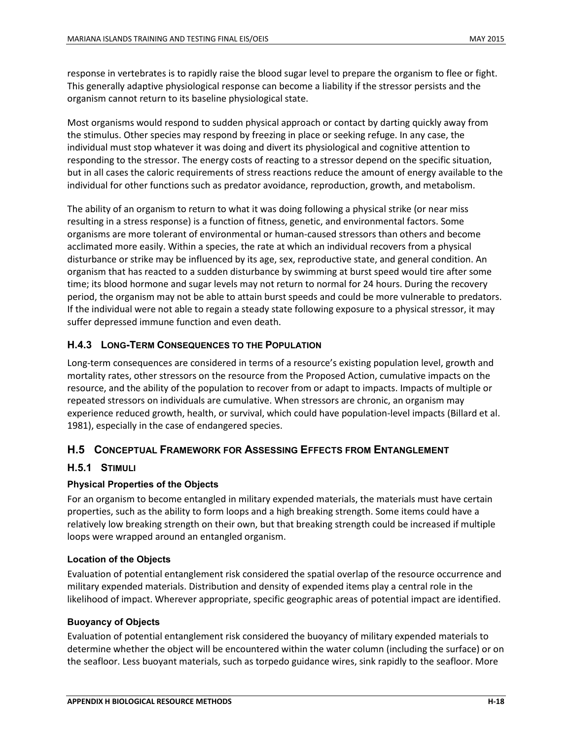response in vertebrates is to rapidly raise the blood sugar level to prepare the organism to flee or fight. This generally adaptive physiological response can become a liability if the stressor persists and the organism cannot return to its baseline physiological state.

Most organisms would respond to sudden physical approach or contact by darting quickly away from the stimulus. Other species may respond by freezing in place or seeking refuge. In any case, the individual must stop whatever it was doing and divert its physiological and cognitive attention to responding to the stressor. The energy costs of reacting to a stressor depend on the specific situation, but in all cases the caloric requirements of stress reactions reduce the amount of energy available to the individual for other functions such as predator avoidance, reproduction, growth, and metabolism.

The ability of an organism to return to what it was doing following a physical strike (or near miss resulting in a stress response) is a function of fitness, genetic, and environmental factors. Some organisms are more tolerant of environmental or human-caused stressors than others and become acclimated more easily. Within a species, the rate at which an individual recovers from a physical disturbance or strike may be influenced by its age, sex, reproductive state, and general condition. An organism that has reacted to a sudden disturbance by swimming at burst speed would tire after some time; its blood hormone and sugar levels may not return to normal for 24 hours. During the recovery period, the organism may not be able to attain burst speeds and could be more vulnerable to predators. If the individual were not able to regain a steady state following exposure to a physical stressor, it may suffer depressed immune function and even death.

### H.4.3 Long-Term Consequences to the Population

Long-term consequences are considered in terms of a resource's existing population level, growth and mortality rates, other stressors on the resource from the Proposed Action, cumulative impacts on the resource, and the ability of the population to recover from or adapt to impacts. Impacts of multiple or repeated stressors on individuals are cumulative. When stressors are chronic, an organism may experience reduced growth, health, or survival, which could have population-level impacts (Billard et al. 1981), especially in the case of endangered species.

## H.5 Conceptual Framework for Assessing Effects from Entanglement

### H.5.1 Stimuli

#### Physical Properties of the Objects

For an organism to become entangled in military expended materials, the materials must have certain properties, such as the ability to form loops and a high breaking strength. Some items could have a relatively low breaking strength on their own, but that breaking strength could be increased if multiple loops were wrapped around an entangled organism.

#### Location of the Objects

Evaluation of potential entanglement risk considered the spatial overlap of the resource occurrence and military expended materials. Distribution and density of expended items play a central role in the likelihood of impact. Wherever appropriate, specific geographic areas of potential impact are identified.

#### Buoyancy of Objects

Evaluation of potential entanglement risk considered the buoyancy of military expended materials to determine whether the object will be encountered within the water column (including the surface) or on the seafloor. Less buoyant materials, such as torpedo guidance wires, sink rapidly to the seafloor. More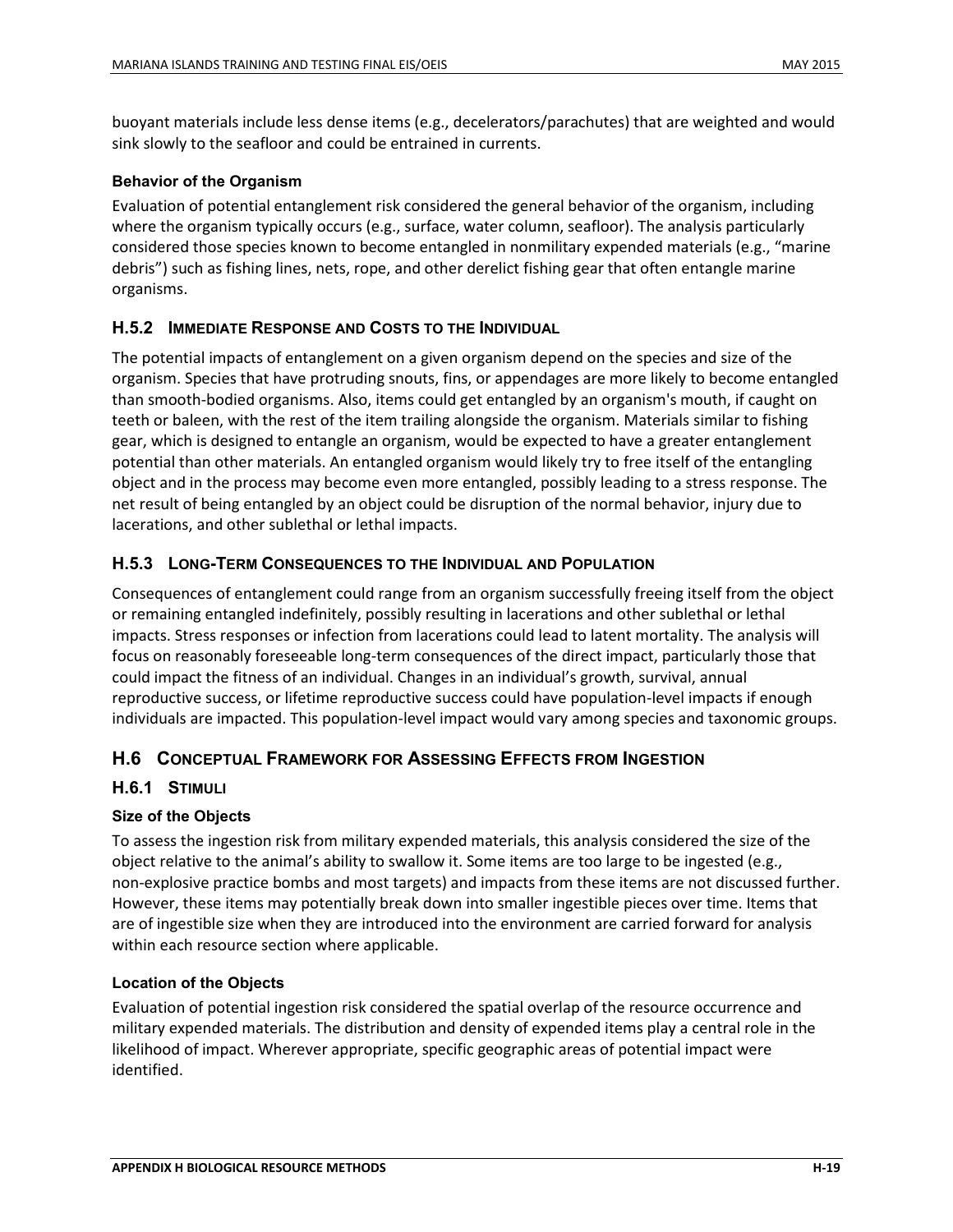buoyant materials include less dense items (e.g., decelerators/parachutes) that are weighted and would sink slowly to the seafloor and could be entrained in currents.

#### Behavior of the Organism

Evaluation of potential entanglement risk considered the general behavior of the organism, including where the organism typically occurs (e.g., surface, water column, seafloor). The analysis particularly considered those species known to become entangled in nonmilitary expended materials (e.g., "marine debris") such as fishing lines, nets, rope, and other derelict fishing gear that often entangle marine organisms.

### H.5.2 Immediate Response and Costs to the Individual

The potential impacts of entanglement on a given organism depend on the species and size of the organism. Species that have protruding snouts, fins, or appendages are more likely to become entangled than smooth-bodied organisms. Also, items could get entangled by an organism's mouth, if caught on teeth or baleen, with the rest of the item trailing alongside the organism. Materials similar to fishing gear, which is designed to entangle an organism, would be expected to have a greater entanglement potential than other materials. An entangled organism would likely try to free itself of the entangling object and in the process may become even more entangled, possibly leading to a stress response. The net result of being entangled by an object could be disruption of the normal behavior, injury due to lacerations, and other sublethal or lethal impacts.

### H.5.3 Long-Term Consequences to the Individual and Population

Consequences of entanglement could range from an organism successfully freeing itself from the object or remaining entangled indefinitely, possibly resulting in lacerations and other sublethal or lethal impacts. Stress responses or infection from lacerations could lead to latent mortality. The analysis will focus on reasonably foreseeable long-term consequences of the direct impact, particularly those that could impact the fitness of an individual. Changes in an individual's growth, survival, annual reproductive success, or lifetime reproductive success could have population-level impacts if enough individuals are impacted. This population-level impact would vary among species and taxonomic groups.

## H.6 Conceptual Framework for Assessing Effects from Ingestion

### H.6.1 Stimuli

#### Size of the Objects

To assess the ingestion risk from military expended materials, this analysis considered the size of the object relative to the animal's ability to swallow it. Some items are too large to be ingested (e.g., non-explosive practice bombs and most targets) and impacts from these items are not discussed further. However, these items may potentially break down into smaller ingestible pieces over time. Items that are of ingestible size when they are introduced into the environment are carried forward for analysis within each resource section where applicable.

#### Location of the Objects

Evaluation of potential ingestion risk considered the spatial overlap of the resource occurrence and military expended materials. The distribution and density of expended items play a central role in the likelihood of impact. Wherever appropriate, specific geographic areas of potential impact were identified.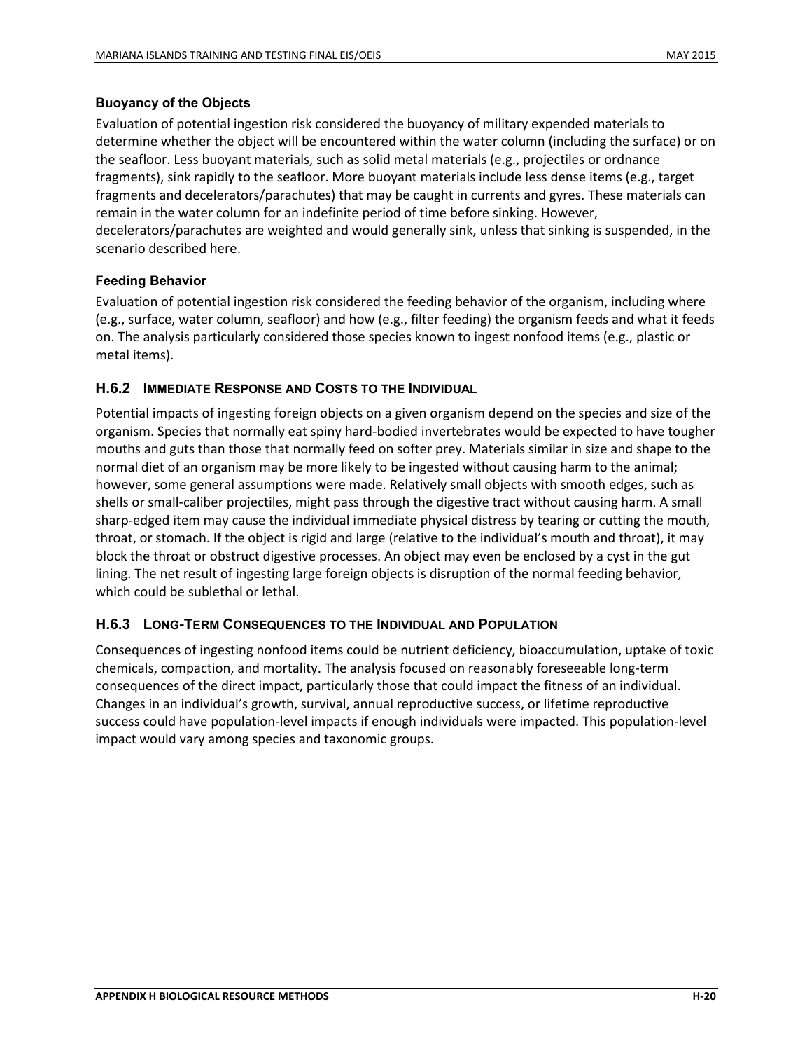#### Buoyancy of the Objects

Evaluation of potential ingestion risk considered the buoyancy of military expended materials to determine whether the object will be encountered within the water column (including the surface) or on the seafloor. Less buoyant materials, such as solid metal materials (e.g., projectiles or ordnance fragments), sink rapidly to the seafloor. More buoyant materials include less dense items (e.g., target fragments and decelerators/parachutes) that may be caught in currents and gyres. These materials can remain in the water column for an indefinite period of time before sinking. However, decelerators/parachutes are weighted and would generally sink, unless that sinking is suspended, in the scenario described here.

#### Feeding Behavior

Evaluation of potential ingestion risk considered the feeding behavior of the organism, including where (e.g., surface, water column, seafloor) and how (e.g., filter feeding) the organism feeds and what it feeds on. The analysis particularly considered those species known to ingest nonfood items (e.g., plastic or metal items).

### H.6.2 Immediate Response and Costs to the Individual

Potential impacts of ingesting foreign objects on a given organism depend on the species and size of the organism. Species that normally eat spiny hard-bodied invertebrates would be expected to have tougher mouths and guts than those that normally feed on softer prey. Materials similar in size and shape to the normal diet of an organism may be more likely to be ingested without causing harm to the animal; however, some general assumptions were made. Relatively small objects with smooth edges, such as shells or small-caliber projectiles, might pass through the digestive tract without causing harm. A small sharp-edged item may cause the individual immediate physical distress by tearing or cutting the mouth, throat, or stomach. If the object is rigid and large (relative to the individual's mouth and throat), it may block the throat or obstruct digestive processes. An object may even be enclosed by a cyst in the gut lining. The net result of ingesting large foreign objects is disruption of the normal feeding behavior, which could be sublethal or lethal.

### H.6.3 Long-Term Consequences to the Individual and Population

Consequences of ingesting nonfood items could be nutrient deficiency, bioaccumulation, uptake of toxic chemicals, compaction, and mortality. The analysis focused on reasonably foreseeable long-term consequences of the direct impact, particularly those that could impact the fitness of an individual. Changes in an individual's growth, survival, annual reproductive success, or lifetime reproductive success could have population-level impacts if enough individuals were impacted. This population-level impact would vary among species and taxonomic groups.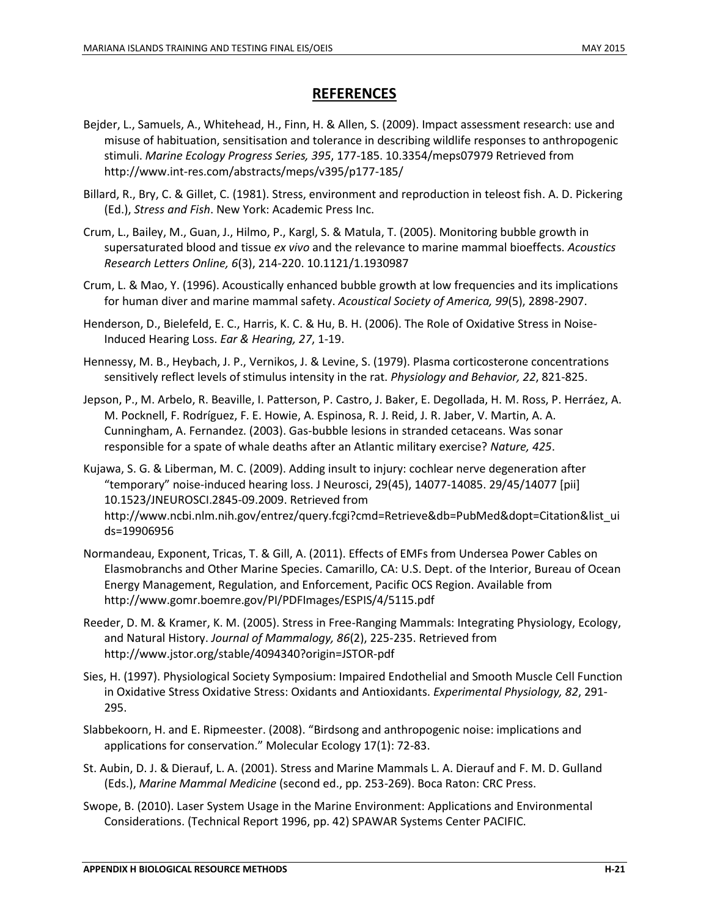## REFERENCES

Bejder, L., Samuels, A., Whitehead, H., Finn, H. & Allen, S. (2009). Impact assessment research: use and misuse of habituation, sensitisation and tolerance in describing wildlife responses to anthropogenic stimuli. *Marine Ecology Progress Series, 395*, 177-185. 10.3354/meps07979 Retrieved from http://www.int-res.com/abstracts/meps/v395/p177-185/

Billard, R., Bry, C. & Gillet, C. (1981). Stress, environment and reproduction in teleost fish. A. D. Pickering (Ed.), *Stress and Fish*. New York: Academic Press Inc.

Crum, L., Bailey, M., Guan, J., Hilmo, P., Kargl, S. & Matula, T. (2005). Monitoring bubble growth in supersaturated blood and tissue *ex vivo* and the relevance to marine mammal bioeffects. *Acoustics Research Letters Online, 6*(3), 214-220. 10.1121/1.1930987

Crum, L. & Mao, Y. (1996). Acoustically enhanced bubble growth at low frequencies and its implications for human diver and marine mammal safety. *Acoustical Society of America, 99*(5), 2898-2907.

Henderson, D., Bielefeld, E. C., Harris, K. C. & Hu, B. H. (2006). The Role of Oxidative Stress in Noise-Induced Hearing Loss. *Ear & Hearing, 27*, 1-19.

Hennessy, M. B., Heybach, J. P., Vernikos, J. & Levine, S. (1979). Plasma corticosterone concentrations sensitively reflect levels of stimulus intensity in the rat. *Physiology and Behavior, 22*, 821-825.

Jepson, P., M. Arbelo, R. Beaville, I. Patterson, P. Castro, J. Baker, E. Degollada, H. M. Ross, P. Herráez, A. M. Pocknell, F. Rodríguez, F. E. Howie, A. Espinosa, R. J. Reid, J. R. Jaber, V. Martin, A. A. Cunningham, A. Fernandez. (2003). Gas-bubble lesions in stranded cetaceans. Was sonar responsible for a spate of whale deaths after an Atlantic military exercise? *Nature, 425*.

Kujawa, S. G. & Liberman, M. C. (2009). Adding insult to injury: cochlear nerve degeneration after "temporary" noise-induced hearing loss. J Neurosci, 29(45), 14077-14085. 29/45/14077 [pii] 10.1523/JNEUROSCI.2845-09.2009. Retrieved from http://www.ncbi.nlm.nih.gov/entrez/query.fcgi?cmd=Retrieve&db=PubMed&dopt=Citation&list_uids=19906956

Normandeau, Exponent, Tricas, T. & Gill, A. (2011). Effects of EMFs from Undersea Power Cables on Elasmobranchs and Other Marine Species. Camarillo, CA: U.S. Dept. of the Interior, Bureau of Ocean Energy Management, Regulation, and Enforcement, Pacific OCS Region. Available from http://www.gomr.boemre.gov/PI/PDFImages/ESPIS/4/5115.pdf

Reeder, D. M. & Kramer, K. M. (2005). Stress in Free-Ranging Mammals: Integrating Physiology, Ecology, and Natural History. *Journal of Mammalogy, 86*(2), 225-235. Retrieved from http://www.jstor.org/stable/4094340?origin=JSTOR-pdf

Sies, H. (1997). Physiological Society Symposium: Impaired Endothelial and Smooth Muscle Cell Function in Oxidative Stress Oxidative Stress: Oxidants and Antioxidants. *Experimental Physiology, 82*, 291-295.

Slabbekoorn, H. and E. Ripmeester. (2008). "Birdsong and anthropogenic noise: implications and applications for conservation." Molecular Ecology 17(1): 72-83.

St. Aubin, D. J. & Dierauf, L. A. (2001). Stress and Marine Mammals L. A. Dierauf and F. M. D. Gulland (Eds.), *Marine Mammal Medicine* (second ed., pp. 253-269). Boca Raton: CRC Press.

Swope, B. (2010). Laser System Usage in the Marine Environment: Applications and Environmental Considerations. (Technical Report 1996, pp. 42) SPAWAR Systems Center PACIFIC.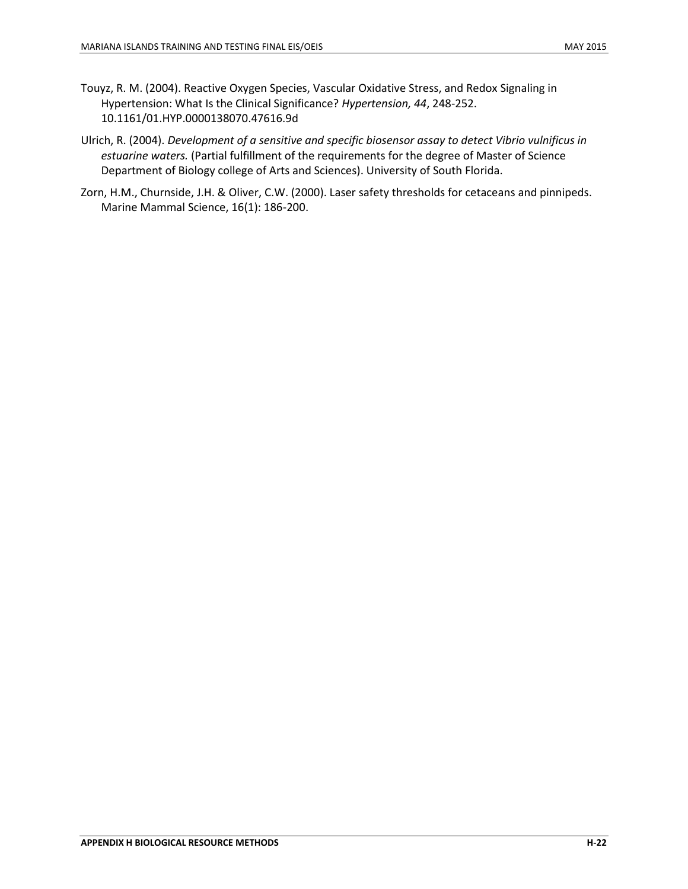Touyz, R. M. (2004). Reactive Oxygen Species, Vascular Oxidative Stress, and Redox Signaling in Hypertension: What Is the Clinical Significance? *Hypertension, 44*, 248-252. 10.1161/01.HYP.0000138070.47616.9d

Ulrich, R. (2004). *Development of a sensitive and specific biosensor assay to detect Vibrio vulnificus in estuarine waters.* (Partial fulfillment of the requirements for the degree of Master of Science Department of Biology college of Arts and Sciences). University of South Florida.

Zorn, H.M., Churnside, J.H. & Oliver, C.W. (2000). Laser safety thresholds for cetaceans and pinnipeds. Marine Mammal Science, 16(1): 186-200.